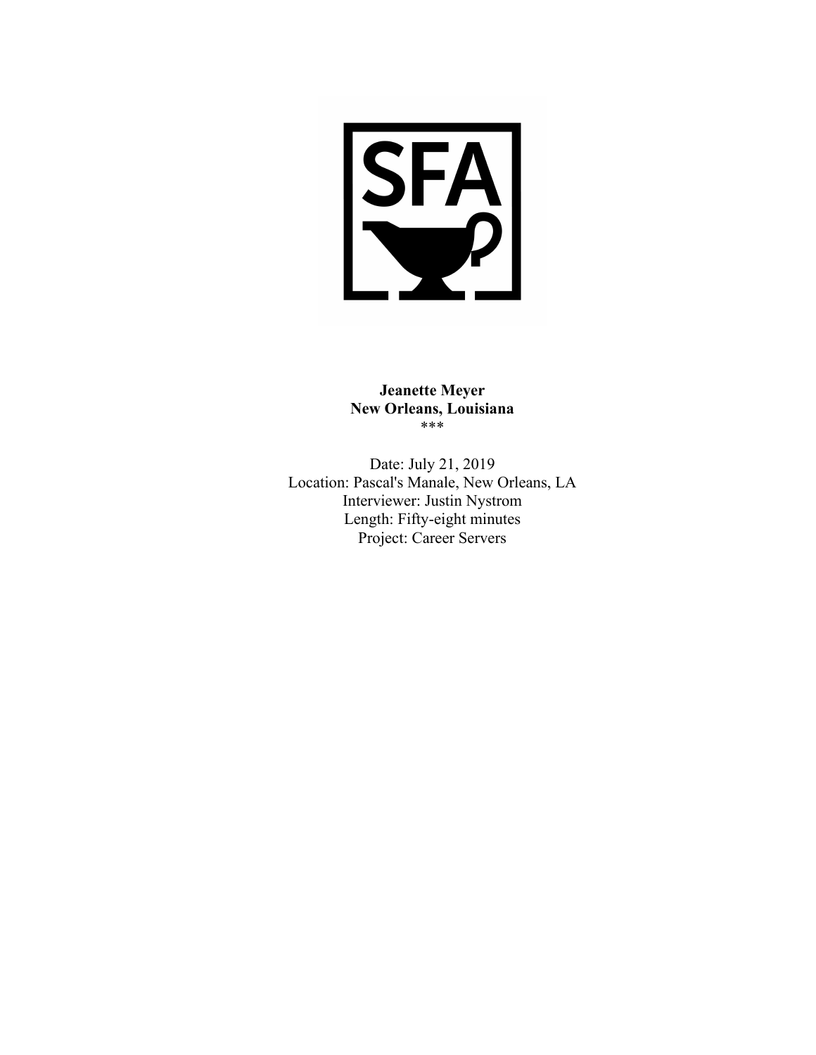**Jeanette Meyer**
**New Orleans, Louisiana**
***

Date: July 21, 2019
Location: Pascal's Manale, New Orleans, LA
Interviewer: Justin Nystrom
Length: Fifty-eight minutes
Project: Career Servers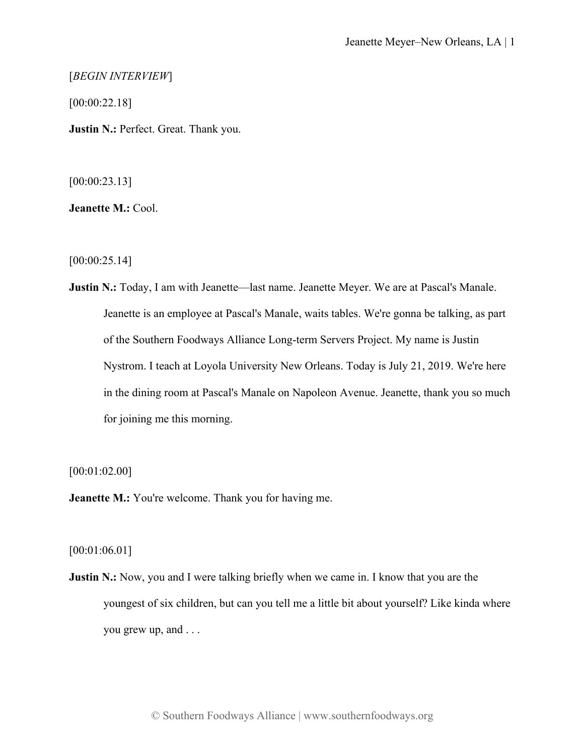[*BEGIN INTERVIEW*]

[00:00:22.18]

**Justin N.:** Perfect. Great. Thank you.

[00:00:23.13]

**Jeanette M.:** Cool.

[00:00:25.14]

**Justin N.:** Today, I am with Jeanette—last name. Jeanette Meyer. We are at Pascal's Manale. Jeanette is an employee at Pascal's Manale, waits tables. We're gonna be talking, as part of the Southern Foodways Alliance Long-term Servers Project. My name is Justin Nystrom. I teach at Loyola University New Orleans. Today is July 21, 2019. We're here in the dining room at Pascal's Manale on Napoleon Avenue. Jeanette, thank you so much for joining me this morning.

[00:01:02.00]

**Jeanette M.:** You're welcome. Thank you for having me.

[00:01:06.01]

**Justin N.:** Now, you and I were talking briefly when we came in. I know that you are the youngest of six children, but can you tell me a little bit about yourself? Like kinda where you grew up, and . . .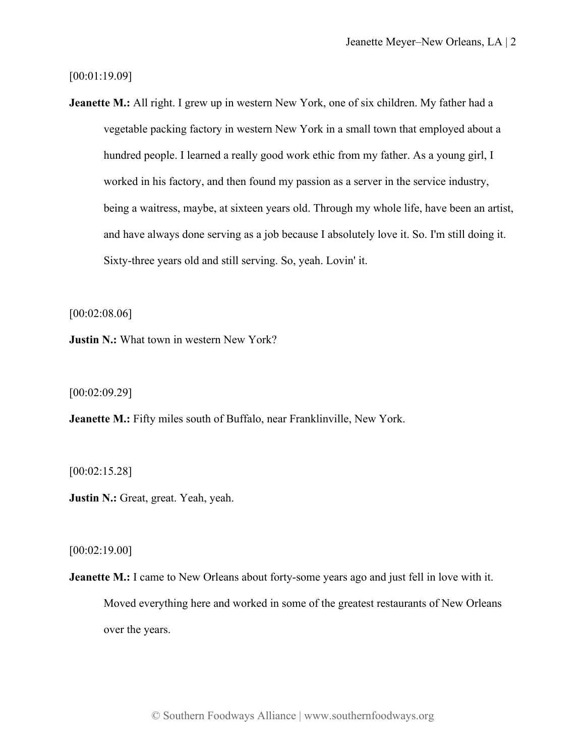[00:01:19.09]

**Jeanette M.:** All right. I grew up in western New York, one of six children. My father had a vegetable packing factory in western New York in a small town that employed about a hundred people. I learned a really good work ethic from my father. As a young girl, I worked in his factory, and then found my passion as a server in the service industry, being a waitress, maybe, at sixteen years old. Through my whole life, have been an artist, and have always done serving as a job because I absolutely love it. So. I'm still doing it. Sixty-three years old and still serving. So, yeah. Lovin' it.

[00:02:08.06]

**Justin N.:** What town in western New York?

[00:02:09.29]

**Jeanette M.:** Fifty miles south of Buffalo, near Franklinville, New York.

[00:02:15.28]

**Justin N.:** Great, great. Yeah, yeah.

[00:02:19.00]

**Jeanette M.:** I came to New Orleans about forty-some years ago and just fell in love with it. Moved everything here and worked in some of the greatest restaurants of New Orleans over the years.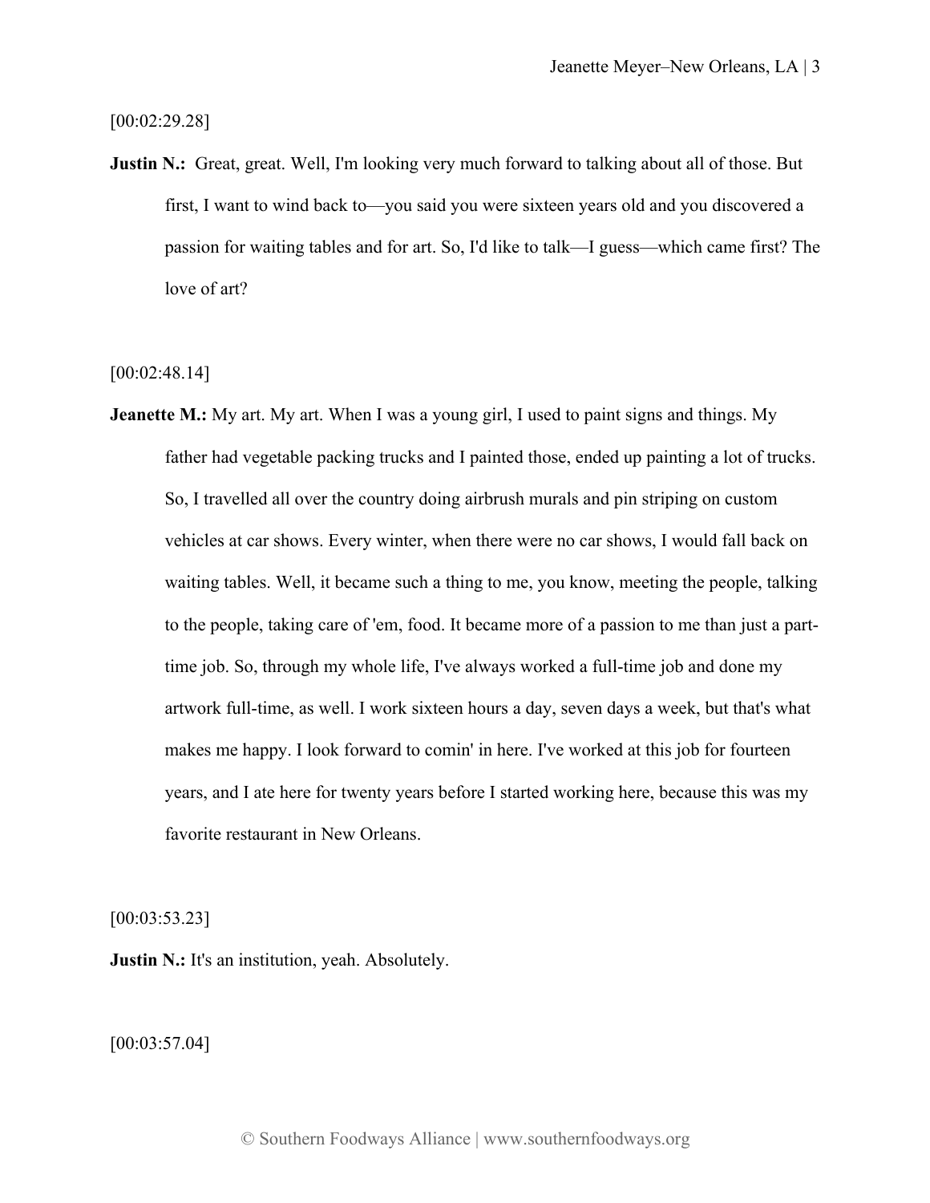[00:02:29.28]

**Justin N.:** Great, great. Well, I'm looking very much forward to talking about all of those. But first, I want to wind back to—you said you were sixteen years old and you discovered a passion for waiting tables and for art. So, I'd like to talk—I guess—which came first? The love of art?

[00:02:48.14]

**Jeanette M.:** My art. My art. When I was a young girl, I used to paint signs and things. My father had vegetable packing trucks and I painted those, ended up painting a lot of trucks. So, I travelled all over the country doing airbrush murals and pin striping on custom vehicles at car shows. Every winter, when there were no car shows, I would fall back on waiting tables. Well, it became such a thing to me, you know, meeting the people, talking to the people, taking care of 'em, food. It became more of a passion to me than just a part-time job. So, through my whole life, I've always worked a full-time job and done my artwork full-time, as well. I work sixteen hours a day, seven days a week, but that's what makes me happy. I look forward to comin' in here. I've worked at this job for fourteen years, and I ate here for twenty years before I started working here, because this was my favorite restaurant in New Orleans.

[00:03:53.23]

**Justin N.:** It's an institution, yeah. Absolutely.

[00:03:57.04]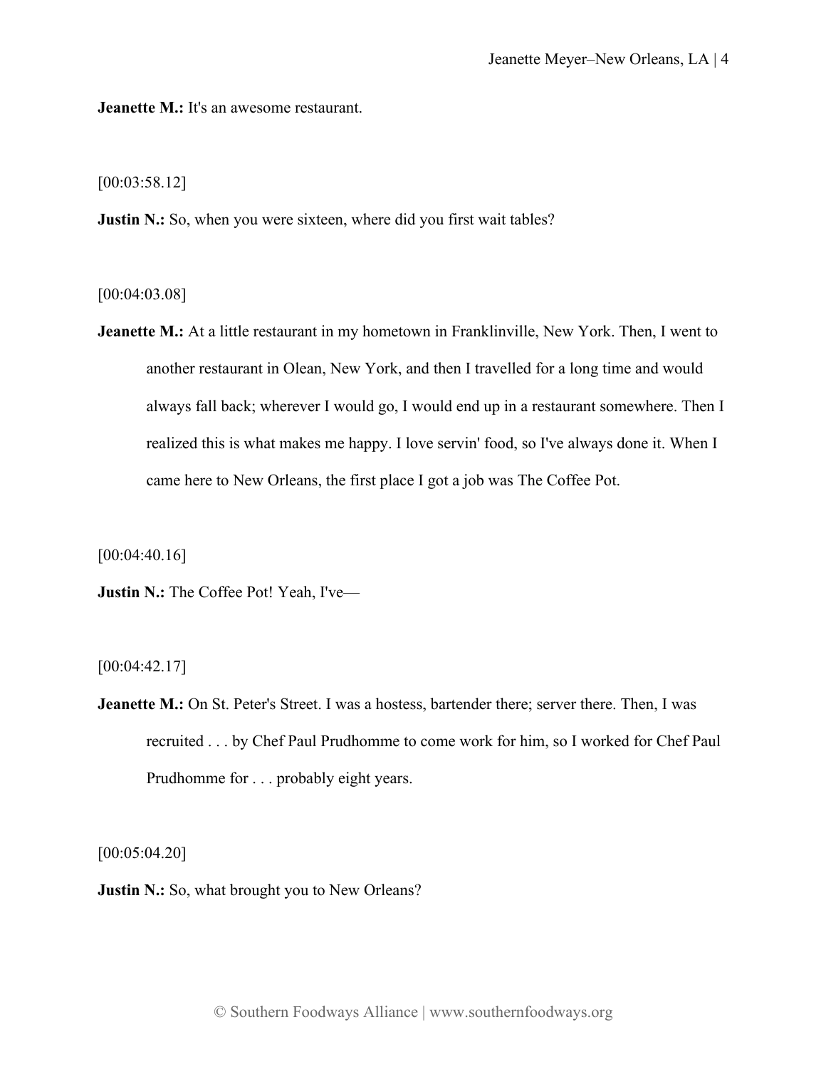**Jeanette M.:** It's an awesome restaurant.

[00:03:58.12]

**Justin N.:** So, when you were sixteen, where did you first wait tables?

[00:04:03.08]

**Jeanette M.:** At a little restaurant in my hometown in Franklinville, New York. Then, I went to another restaurant in Olean, New York, and then I travelled for a long time and would always fall back; wherever I would go, I would end up in a restaurant somewhere. Then I realized this is what makes me happy. I love servin' food, so I've always done it. When I came here to New Orleans, the first place I got a job was The Coffee Pot.

[00:04:40.16]

**Justin N.:** The Coffee Pot! Yeah, I've—

[00:04:42.17]

**Jeanette M.:** On St. Peter's Street. I was a hostess, bartender there; server there. Then, I was recruited . . . by Chef Paul Prudhomme to come work for him, so I worked for Chef Paul Prudhomme for . . . probably eight years.

[00:05:04.20]

**Justin N.:** So, what brought you to New Orleans?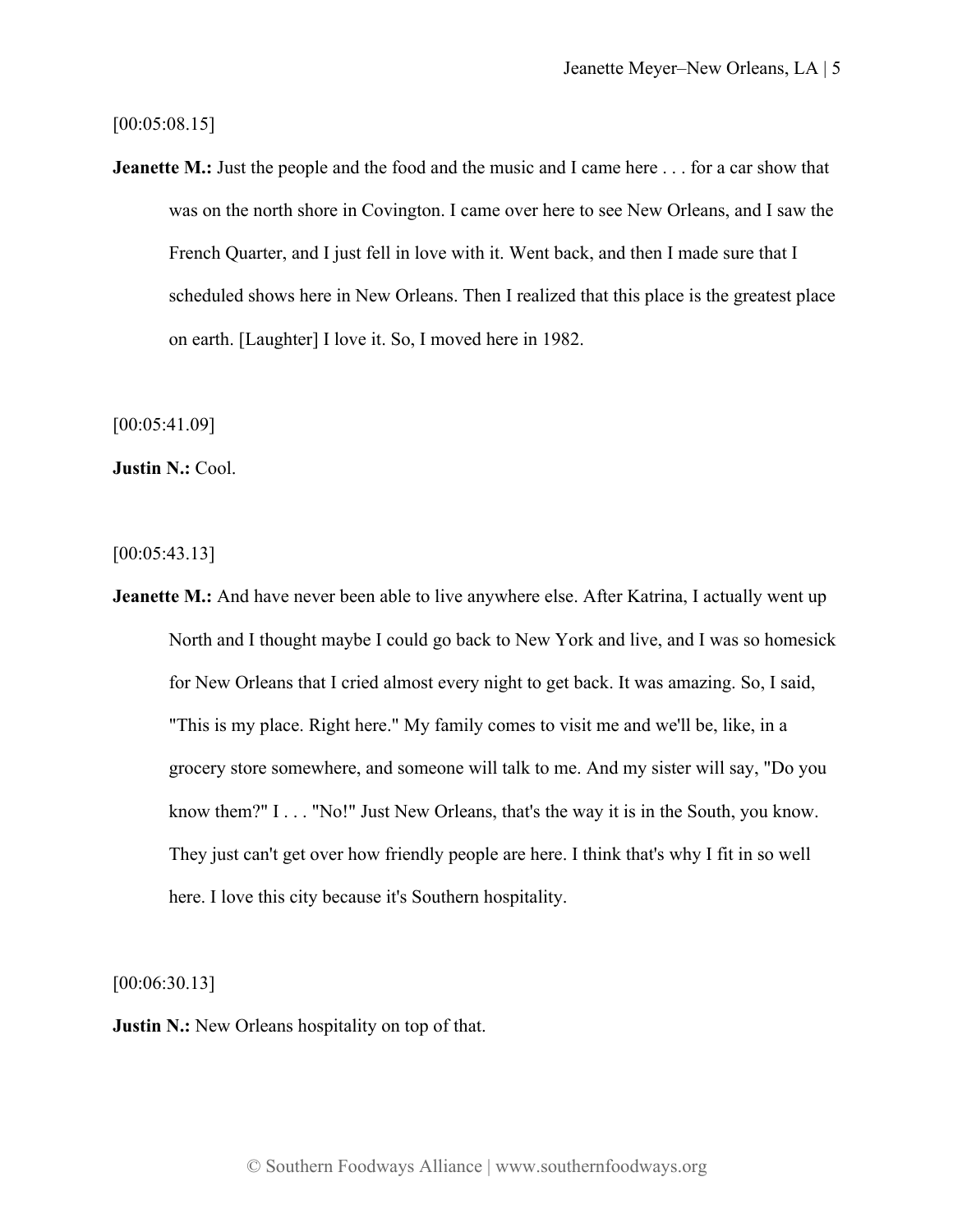[00:05:08.15]

**Jeanette M.:** Just the people and the food and the music and I came here . . . for a car show that was on the north shore in Covington. I came over here to see New Orleans, and I saw the French Quarter, and I just fell in love with it. Went back, and then I made sure that I scheduled shows here in New Orleans. Then I realized that this place is the greatest place on earth. [Laughter] I love it. So, I moved here in 1982.

[00:05:41.09]

**Justin N.:** Cool.

[00:05:43.13]

**Jeanette M.:** And have never been able to live anywhere else. After Katrina, I actually went up North and I thought maybe I could go back to New York and live, and I was so homesick for New Orleans that I cried almost every night to get back. It was amazing. So, I said, "This is my place. Right here." My family comes to visit me and we'll be, like, in a grocery store somewhere, and someone will talk to me. And my sister will say, "Do you know them?" I . . . "No!" Just New Orleans, that's the way it is in the South, you know. They just can't get over how friendly people are here. I think that's why I fit in so well here. I love this city because it's Southern hospitality.

[00:06:30.13]

**Justin N.:** New Orleans hospitality on top of that.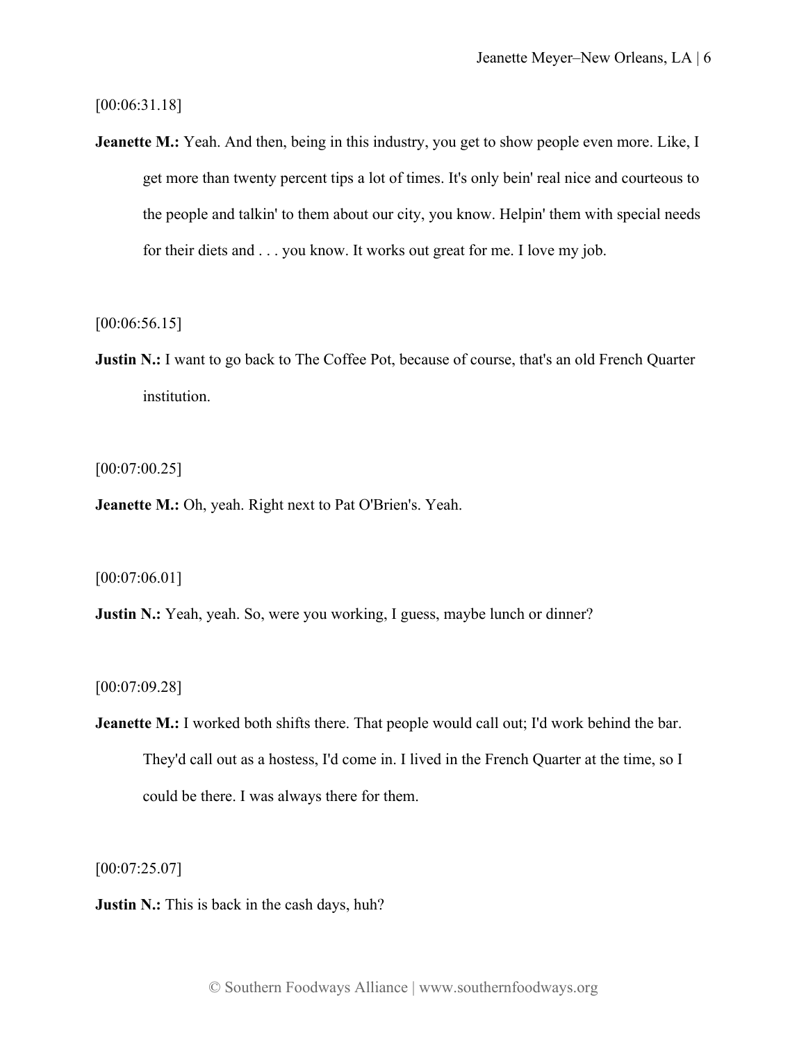[00:06:31.18]

**Jeanette M.:** Yeah. And then, being in this industry, you get to show people even more. Like, I get more than twenty percent tips a lot of times. It's only bein' real nice and courteous to the people and talkin' to them about our city, you know. Helpin' them with special needs for their diets and . . . you know. It works out great for me. I love my job.

[00:06:56.15]

**Justin N.:** I want to go back to The Coffee Pot, because of course, that's an old French Quarter institution.

[00:07:00.25]

**Jeanette M.:** Oh, yeah. Right next to Pat O'Brien's. Yeah.

[00:07:06.01]

**Justin N.:** Yeah, yeah. So, were you working, I guess, maybe lunch or dinner?

[00:07:09.28]

**Jeanette M.:** I worked both shifts there. That people would call out; I'd work behind the bar. They'd call out as a hostess, I'd come in. I lived in the French Quarter at the time, so I could be there. I was always there for them.

[00:07:25.07]

**Justin N.:** This is back in the cash days, huh?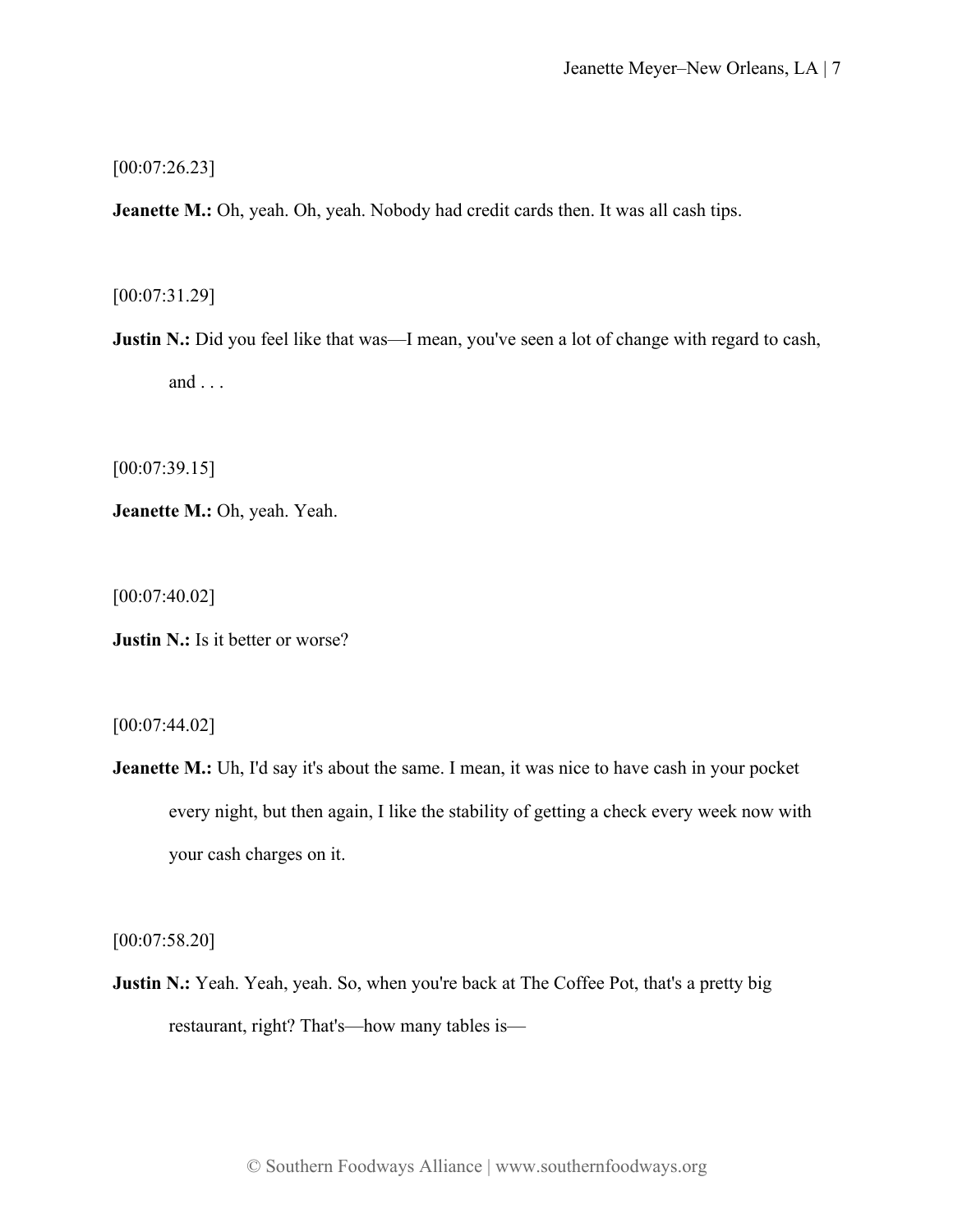[00:07:26.23]

**Jeanette M.:** Oh, yeah. Oh, yeah. Nobody had credit cards then. It was all cash tips.

[00:07:31.29]

**Justin N.:** Did you feel like that was—I mean, you've seen a lot of change with regard to cash, and . . .

[00:07:39.15]

**Jeanette M.:** Oh, yeah. Yeah.

[00:07:40.02]

**Justin N.:** Is it better or worse?

[00:07:44.02]

**Jeanette M.:** Uh, I'd say it's about the same. I mean, it was nice to have cash in your pocket every night, but then again, I like the stability of getting a check every week now with your cash charges on it.

[00:07:58.20]

**Justin N.:** Yeah. Yeah, yeah. So, when you're back at The Coffee Pot, that's a pretty big restaurant, right? That's—how many tables is—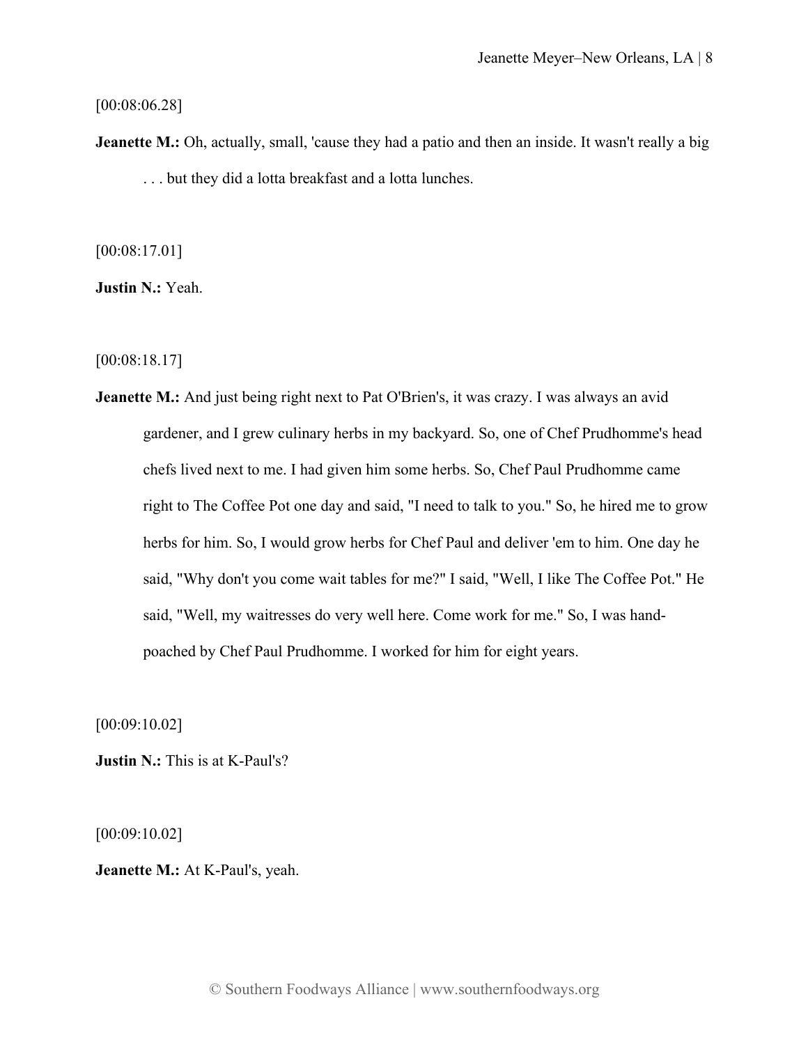[00:08:06.28]

**Jeanette M.:** Oh, actually, small, 'cause they had a patio and then an inside. It wasn't really a big . . . but they did a lotta breakfast and a lotta lunches.

[00:08:17.01]

**Justin N.:** Yeah.

[00:08:18.17]

**Jeanette M.:** And just being right next to Pat O'Brien's, it was crazy. I was always an avid gardener, and I grew culinary herbs in my backyard. So, one of Chef Prudhomme's head chefs lived next to me. I had given him some herbs. So, Chef Paul Prudhomme came right to The Coffee Pot one day and said, "I need to talk to you." So, he hired me to grow herbs for him. So, I would grow herbs for Chef Paul and deliver 'em to him. One day he said, "Why don't you come wait tables for me?" I said, "Well, I like The Coffee Pot." He said, "Well, my waitresses do very well here. Come work for me." So, I was hand-poached by Chef Paul Prudhomme. I worked for him for eight years.

[00:09:10.02]

**Justin N.:** This is at K-Paul's?

[00:09:10.02]

**Jeanette M.:** At K-Paul's, yeah.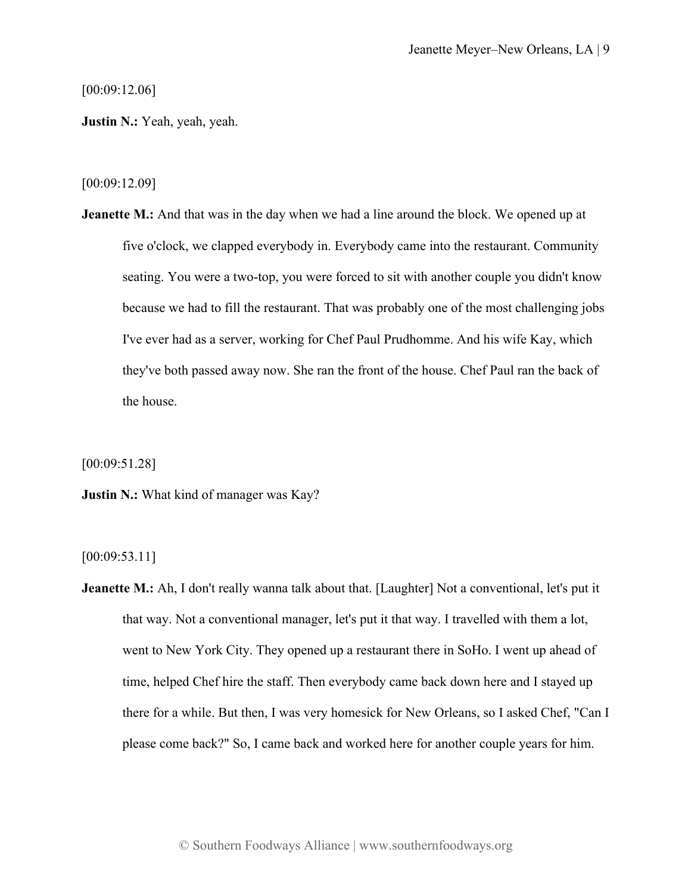[00:09:12.06]

**Justin N.:** Yeah, yeah, yeah.

[00:09:12.09]

**Jeanette M.:** And that was in the day when we had a line around the block. We opened up at five o'clock, we clapped everybody in. Everybody came into the restaurant. Community seating. You were a two-top, you were forced to sit with another couple you didn't know because we had to fill the restaurant. That was probably one of the most challenging jobs I've ever had as a server, working for Chef Paul Prudhomme. And his wife Kay, which they've both passed away now. She ran the front of the house. Chef Paul ran the back of the house.

[00:09:51.28]

**Justin N.:** What kind of manager was Kay?

[00:09:53.11]

**Jeanette M.:** Ah, I don't really wanna talk about that. [Laughter] Not a conventional, let's put it that way. Not a conventional manager, let's put it that way. I travelled with them a lot, went to New York City. They opened up a restaurant there in SoHo. I went up ahead of time, helped Chef hire the staff. Then everybody came back down here and I stayed up there for a while. But then, I was very homesick for New Orleans, so I asked Chef, "Can I please come back?" So, I came back and worked here for another couple years for him.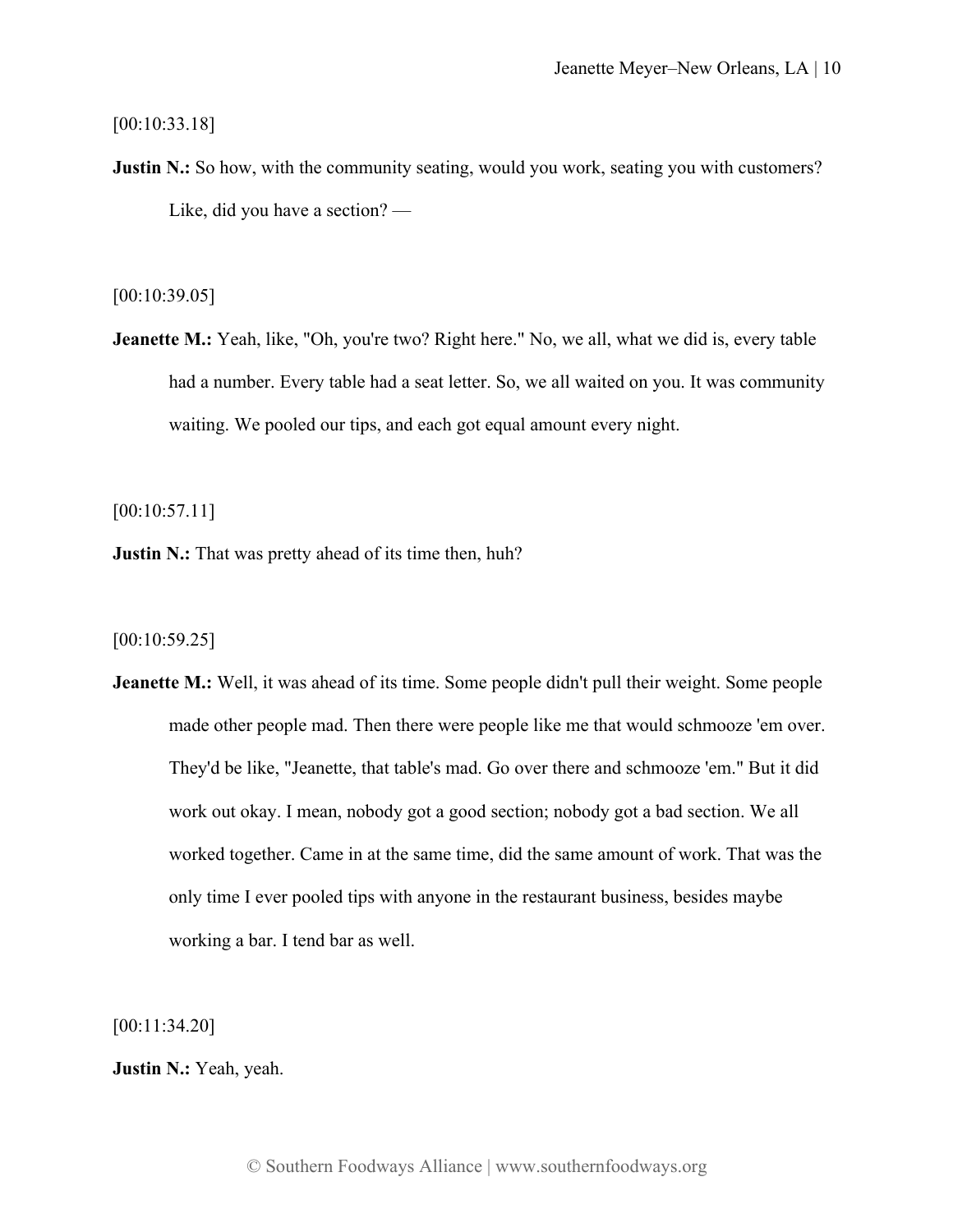[00:10:33.18]

**Justin N.:** So how, with the community seating, would you work, seating you with customers? Like, did you have a section? —

[00:10:39.05]

**Jeanette M.:** Yeah, like, "Oh, you're two? Right here." No, we all, what we did is, every table had a number. Every table had a seat letter. So, we all waited on you. It was community waiting. We pooled our tips, and each got equal amount every night.

[00:10:57.11]

**Justin N.:** That was pretty ahead of its time then, huh?

[00:10:59.25]

**Jeanette M.:** Well, it was ahead of its time. Some people didn't pull their weight. Some people made other people mad. Then there were people like me that would schmooze 'em over. They'd be like, "Jeanette, that table's mad. Go over there and schmooze 'em." But it did work out okay. I mean, nobody got a good section; nobody got a bad section. We all worked together. Came in at the same time, did the same amount of work. That was the only time I ever pooled tips with anyone in the restaurant business, besides maybe working a bar. I tend bar as well.

[00:11:34.20]

**Justin N.:** Yeah, yeah.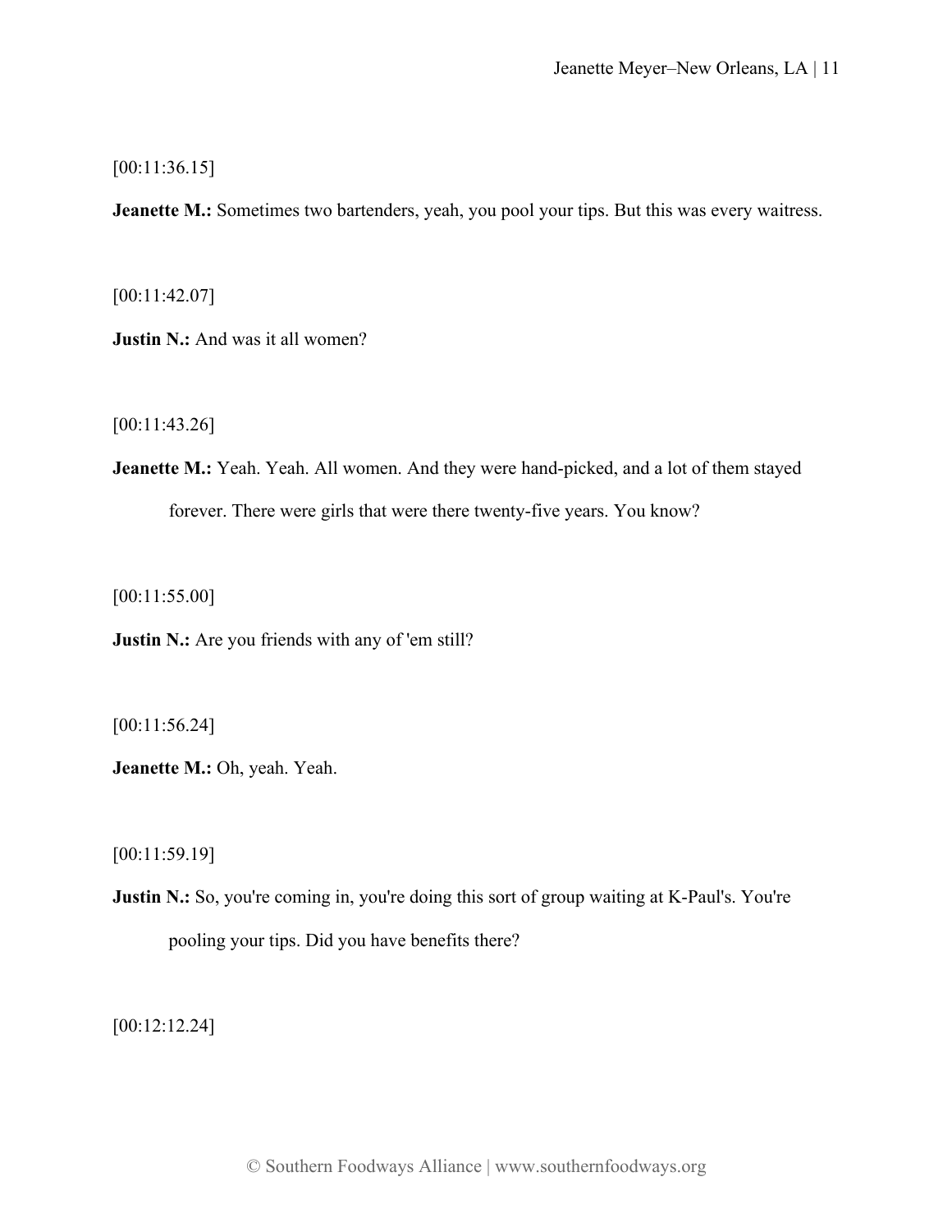[00:11:36.15]

**Jeanette M.:** Sometimes two bartenders, yeah, you pool your tips. But this was every waitress.

[00:11:42.07]

**Justin N.:** And was it all women?

[00:11:43.26]

**Jeanette M.:** Yeah. Yeah. All women. And they were hand-picked, and a lot of them stayed forever. There were girls that were there twenty-five years. You know?

[00:11:55.00]

**Justin N.:** Are you friends with any of 'em still?

[00:11:56.24]

**Jeanette M.:** Oh, yeah. Yeah.

[00:11:59.19]

**Justin N.:** So, you're coming in, you're doing this sort of group waiting at K-Paul's. You're pooling your tips. Did you have benefits there?

[00:12:12.24]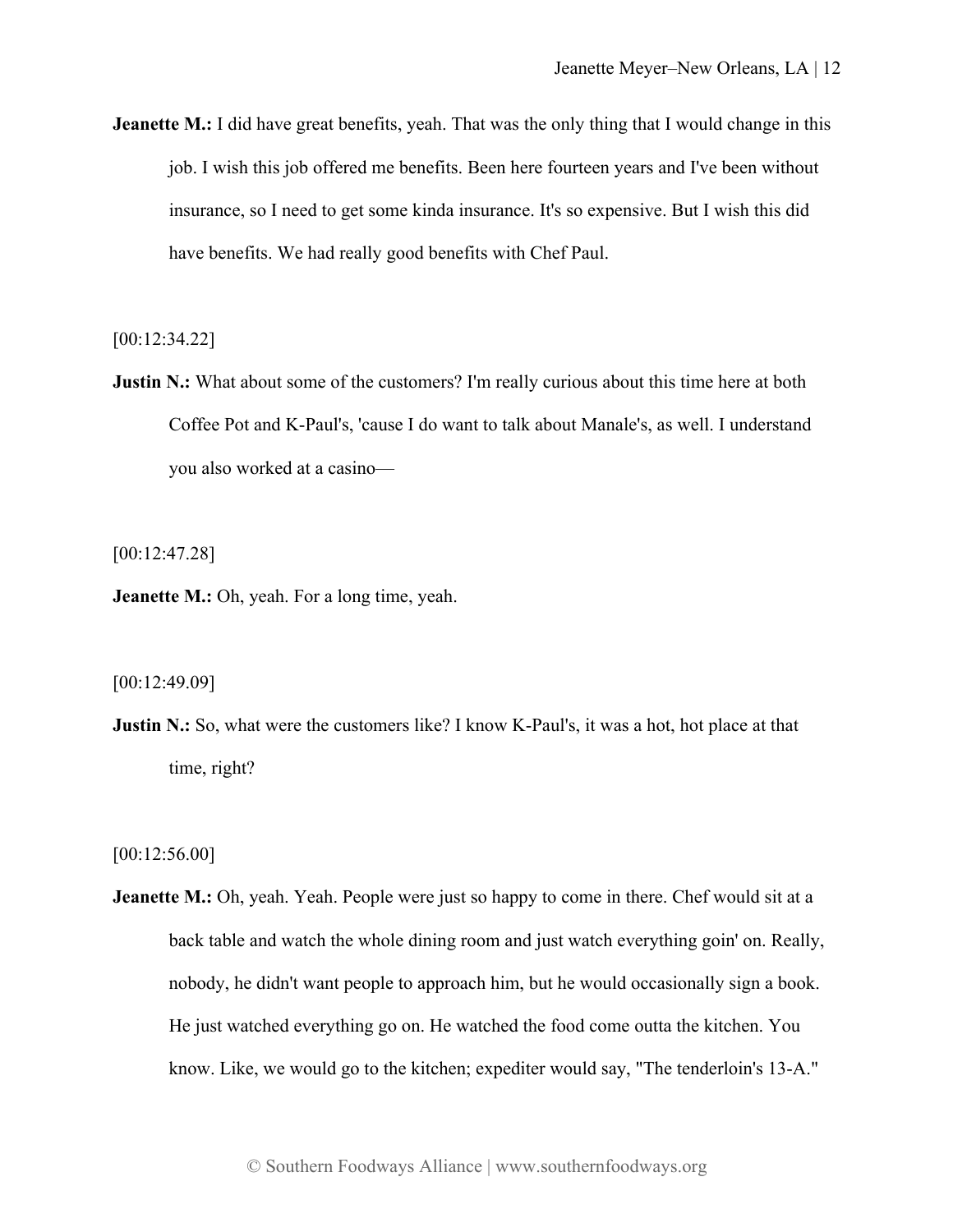**Jeanette M.:** I did have great benefits, yeah. That was the only thing that I would change in this job. I wish this job offered me benefits. Been here fourteen years and I've been without insurance, so I need to get some kinda insurance. It's so expensive. But I wish this did have benefits. We had really good benefits with Chef Paul.

[00:12:34.22]

**Justin N.:** What about some of the customers? I'm really curious about this time here at both Coffee Pot and K-Paul's, 'cause I do want to talk about Manale's, as well. I understand you also worked at a casino—

[00:12:47.28]

**Jeanette M.:** Oh, yeah. For a long time, yeah.

[00:12:49.09]

**Justin N.:** So, what were the customers like? I know K-Paul's, it was a hot, hot place at that time, right?

[00:12:56.00]

**Jeanette M.:** Oh, yeah. Yeah. People were just so happy to come in there. Chef would sit at a back table and watch the whole dining room and just watch everything goin' on. Really, nobody, he didn't want people to approach him, but he would occasionally sign a book. He just watched everything go on. He watched the food come outta the kitchen. You know. Like, we would go to the kitchen; expediter would say, "The tenderloin's 13-A."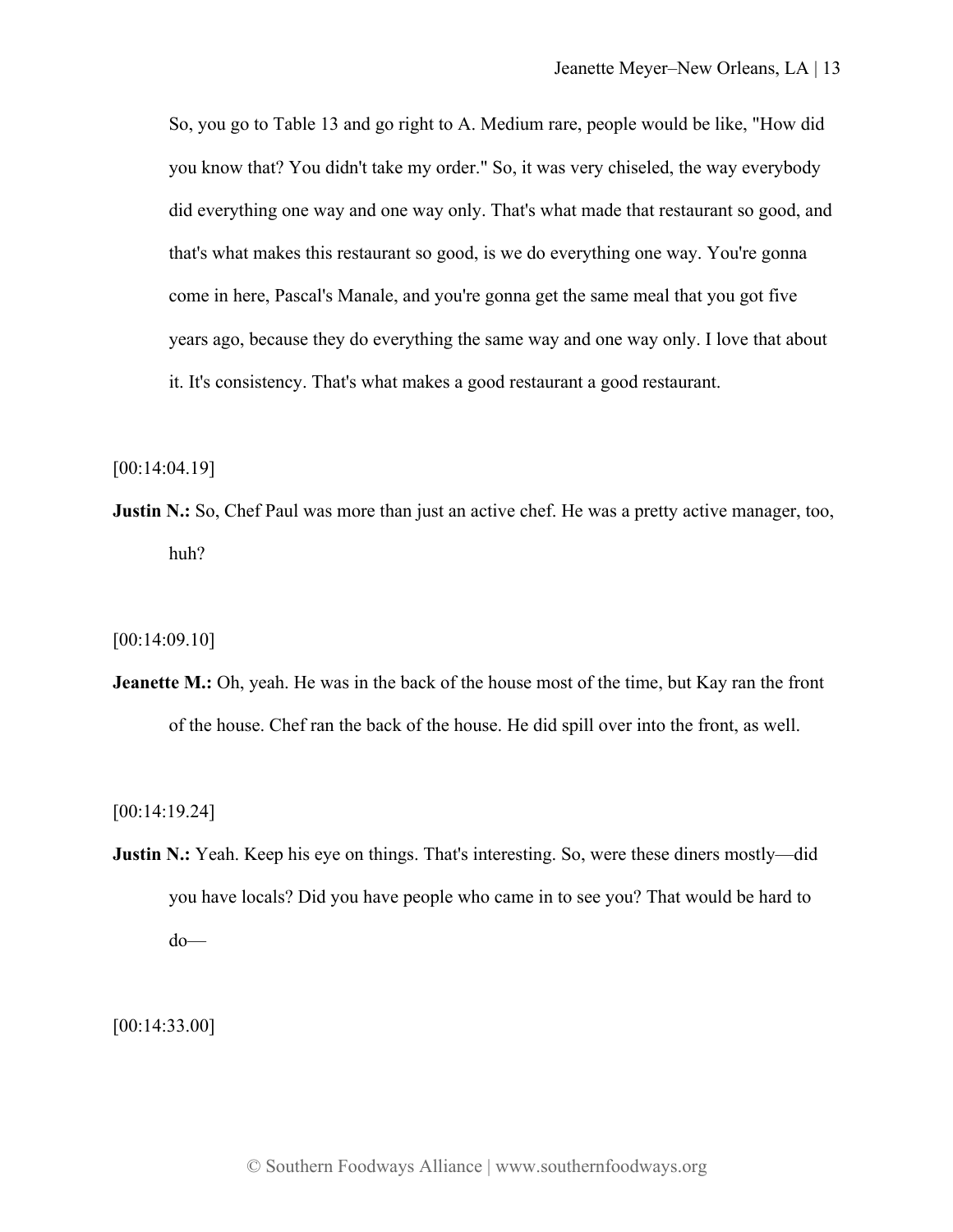So, you go to Table 13 and go right to A. Medium rare, people would be like, "How did you know that? You didn't take my order." So, it was very chiseled, the way everybody did everything one way and one way only. That's what made that restaurant so good, and that's what makes this restaurant so good, is we do everything one way. You're gonna come in here, Pascal's Manale, and you're gonna get the same meal that you got five years ago, because they do everything the same way and one way only. I love that about it. It's consistency. That's what makes a good restaurant a good restaurant.

[00:14:04.19]

**Justin N.:** So, Chef Paul was more than just an active chef. He was a pretty active manager, too, huh?

[00:14:09.10]

**Jeanette M.:** Oh, yeah. He was in the back of the house most of the time, but Kay ran the front of the house. Chef ran the back of the house. He did spill over into the front, as well.

[00:14:19.24]

**Justin N.:** Yeah. Keep his eye on things. That's interesting. So, were these diners mostly—did you have locals? Did you have people who came in to see you? That would be hard to do—

[00:14:33.00]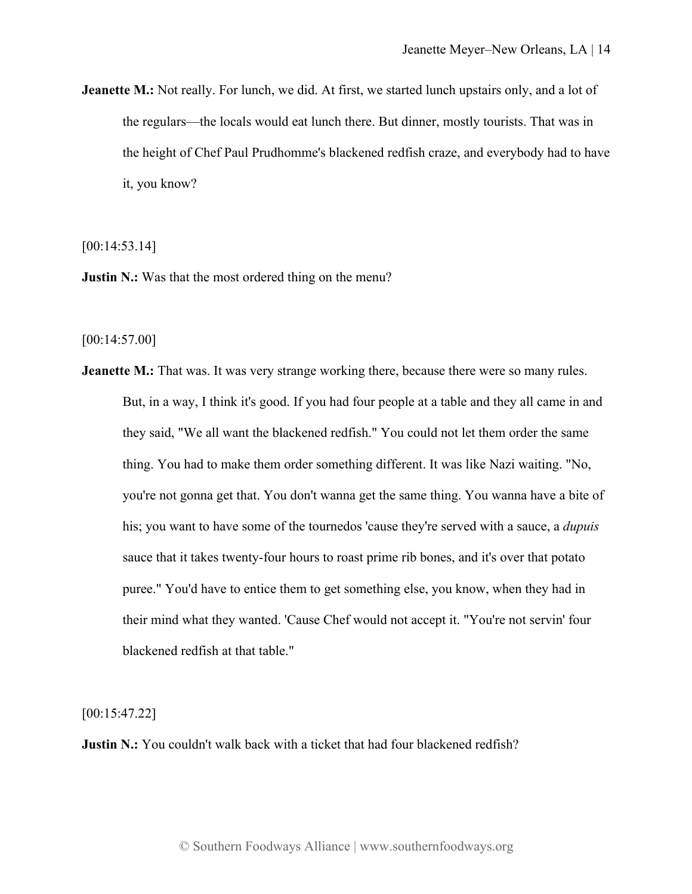**Jeanette M.:** Not really. For lunch, we did. At first, we started lunch upstairs only, and a lot of the regulars—the locals would eat lunch there. But dinner, mostly tourists. That was in the height of Chef Paul Prudhomme's blackened redfish craze, and everybody had to have it, you know?

[00:14:53.14]

**Justin N.:** Was that the most ordered thing on the menu?

[00:14:57.00]

**Jeanette M.:** That was. It was very strange working there, because there were so many rules. But, in a way, I think it's good. If you had four people at a table and they all came in and they said, "We all want the blackened redfish." You could not let them order the same thing. You had to make them order something different. It was like Nazi waiting. "No, you're not gonna get that. You don't wanna get the same thing. You wanna have a bite of his; you want to have some of the tournedos 'cause they're served with a sauce, a *dupuis* sauce that it takes twenty-four hours to roast prime rib bones, and it's over that potato puree." You'd have to entice them to get something else, you know, when they had in their mind what they wanted. 'Cause Chef would not accept it. "You're not servin' four blackened redfish at that table."

[00:15:47.22]

**Justin N.:** You couldn't walk back with a ticket that had four blackened redfish?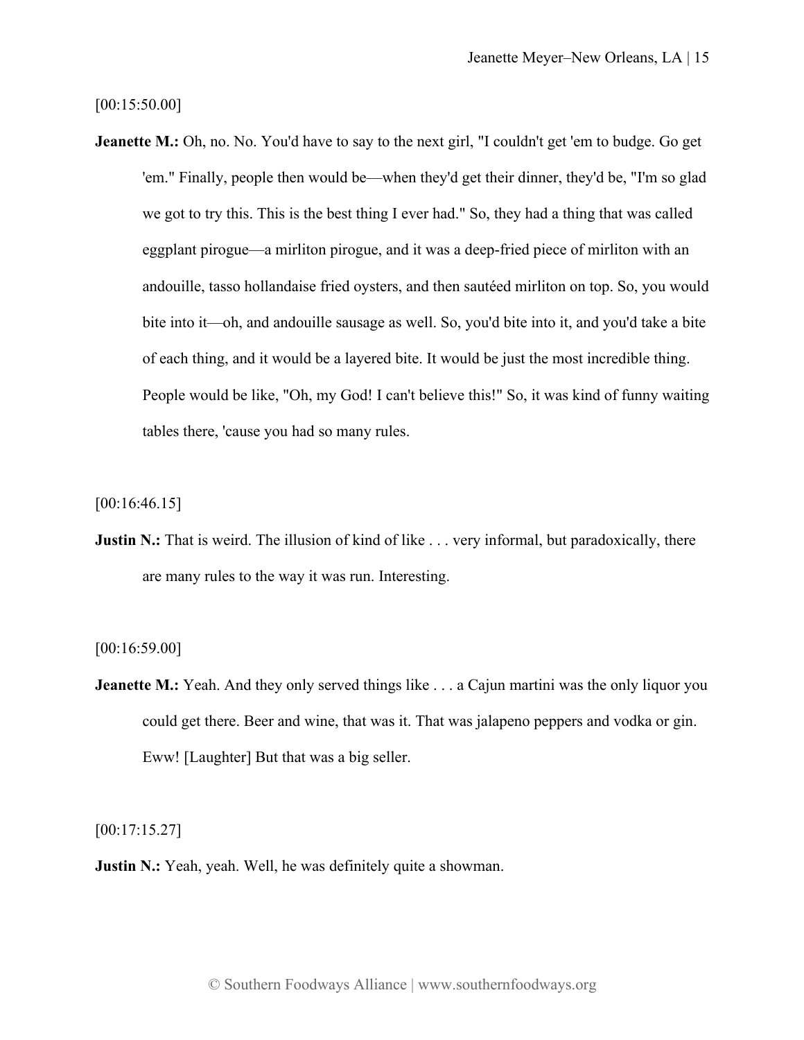[00:15:50.00]

**Jeanette M.:** Oh, no. No. You'd have to say to the next girl, "I couldn't get 'em to budge. Go get 'em." Finally, people then would be—when they'd get their dinner, they'd be, "I'm so glad we got to try this. This is the best thing I ever had." So, they had a thing that was called eggplant pirogue—a mirliton pirogue, and it was a deep-fried piece of mirliton with an andouille, tasso hollandaise fried oysters, and then sautéed mirliton on top. So, you would bite into it—oh, and andouille sausage as well. So, you'd bite into it, and you'd take a bite of each thing, and it would be a layered bite. It would be just the most incredible thing. People would be like, "Oh, my God! I can't believe this!" So, it was kind of funny waiting tables there, 'cause you had so many rules.

[00:16:46.15]

**Justin N.:** That is weird. The illusion of kind of like . . . very informal, but paradoxically, there are many rules to the way it was run. Interesting.

[00:16:59.00]

**Jeanette M.:** Yeah. And they only served things like . . . a Cajun martini was the only liquor you could get there. Beer and wine, that was it. That was jalapeno peppers and vodka or gin. Eww! [Laughter] But that was a big seller.

[00:17:15.27]

**Justin N.:** Yeah, yeah. Well, he was definitely quite a showman.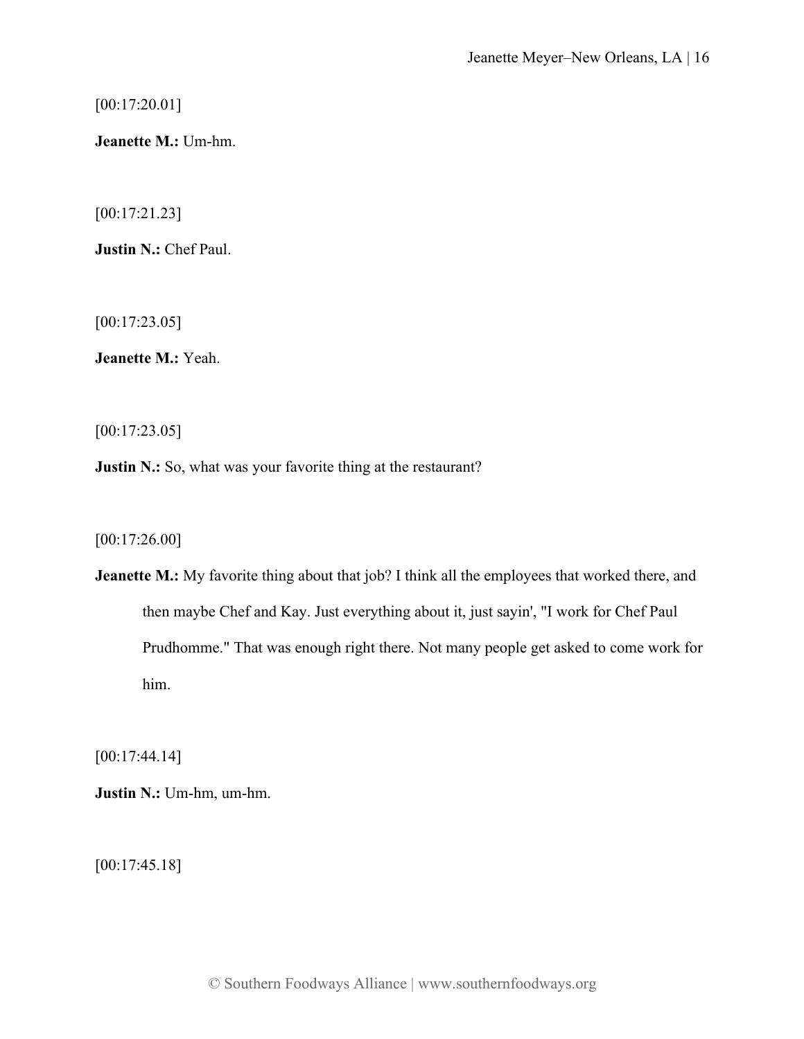[00:17:20.01]

**Jeanette M.:** Um-hm.

[00:17:21.23]

**Justin N.:** Chef Paul.

[00:17:23.05]

**Jeanette M.:** Yeah.

[00:17:23.05]

**Justin N.:** So, what was your favorite thing at the restaurant?

[00:17:26.00]

**Jeanette M.:** My favorite thing about that job? I think all the employees that worked there, and then maybe Chef and Kay. Just everything about it, just sayin', "I work for Chef Paul Prudhomme." That was enough right there. Not many people get asked to come work for him.

[00:17:44.14]

**Justin N.:** Um-hm, um-hm.

[00:17:45.18]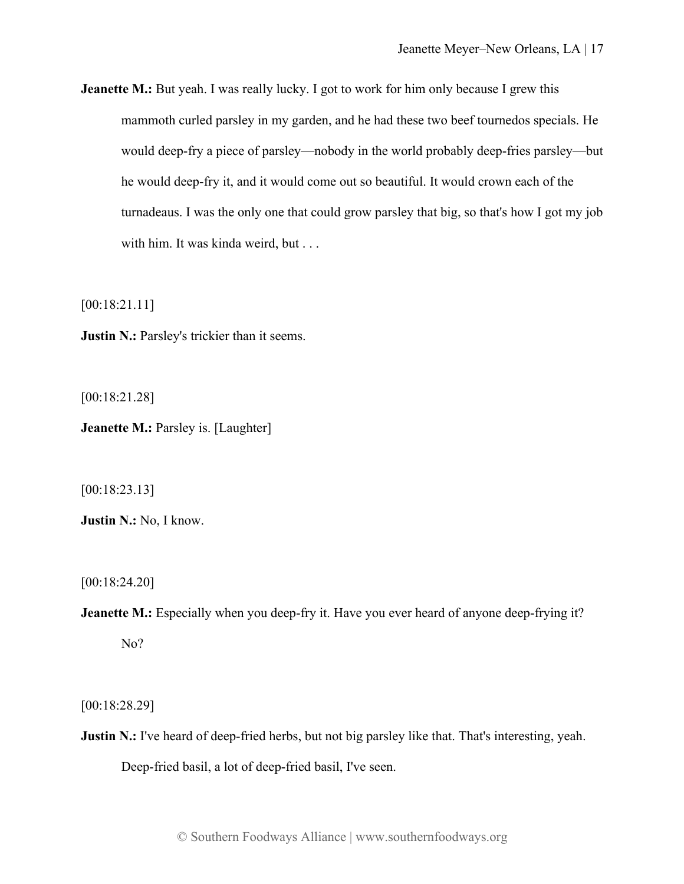**Jeanette M.:** But yeah. I was really lucky. I got to work for him only because I grew this mammoth curled parsley in my garden, and he had these two beef tournedos specials. He would deep-fry a piece of parsley—nobody in the world probably deep-fries parsley—but he would deep-fry it, and it would come out so beautiful. It would crown each of the turnadeaus. I was the only one that could grow parsley that big, so that's how I got my job with him. It was kinda weird, but . . .

[00:18:21.11]

**Justin N.:** Parsley's trickier than it seems.

[00:18:21.28]

**Jeanette M.:** Parsley is. [Laughter]

[00:18:23.13]

**Justin N.:** No, I know.

[00:18:24.20]

**Jeanette M.:** Especially when you deep-fry it. Have you ever heard of anyone deep-frying it? No?

[00:18:28.29]

**Justin N.:** I've heard of deep-fried herbs, but not big parsley like that. That's interesting, yeah. Deep-fried basil, a lot of deep-fried basil, I've seen.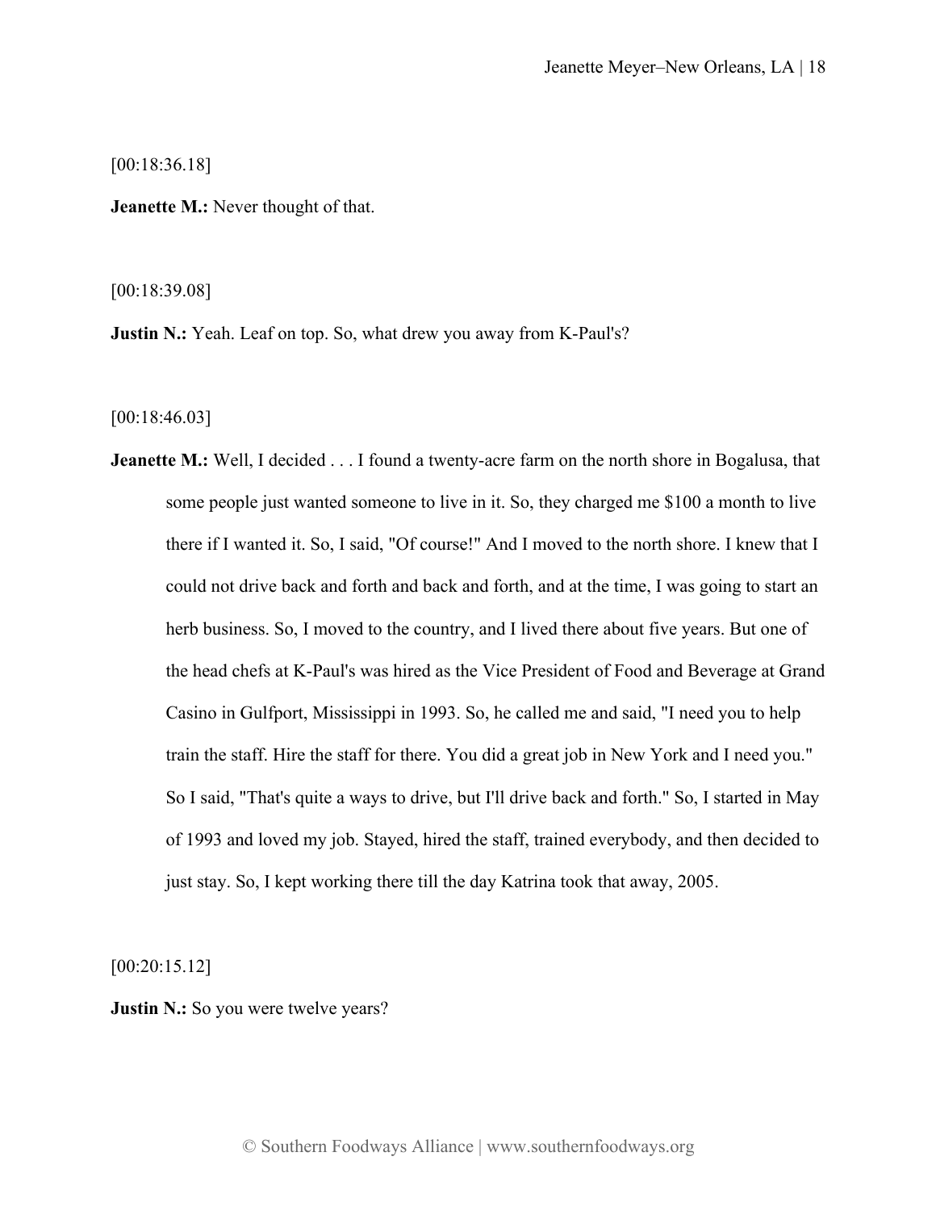[00:18:36.18]

**Jeanette M.:** Never thought of that.

[00:18:39.08]

**Justin N.:** Yeah. Leaf on top. So, what drew you away from K-Paul's?

[00:18:46.03]

**Jeanette M.:** Well, I decided . . . I found a twenty-acre farm on the north shore in Bogalusa, that some people just wanted someone to live in it. So, they charged me $100 a month to live there if I wanted it. So, I said, "Of course!" And I moved to the north shore. I knew that I could not drive back and forth and back and forth, and at the time, I was going to start an herb business. So, I moved to the country, and I lived there about five years. But one of the head chefs at K-Paul's was hired as the Vice President of Food and Beverage at Grand Casino in Gulfport, Mississippi in 1993. So, he called me and said, "I need you to help train the staff. Hire the staff for there. You did a great job in New York and I need you." So I said, "That's quite a ways to drive, but I'll drive back and forth." So, I started in May of 1993 and loved my job. Stayed, hired the staff, trained everybody, and then decided to just stay. So, I kept working there till the day Katrina took that away, 2005.

[00:20:15.12]

**Justin N.:** So you were twelve years?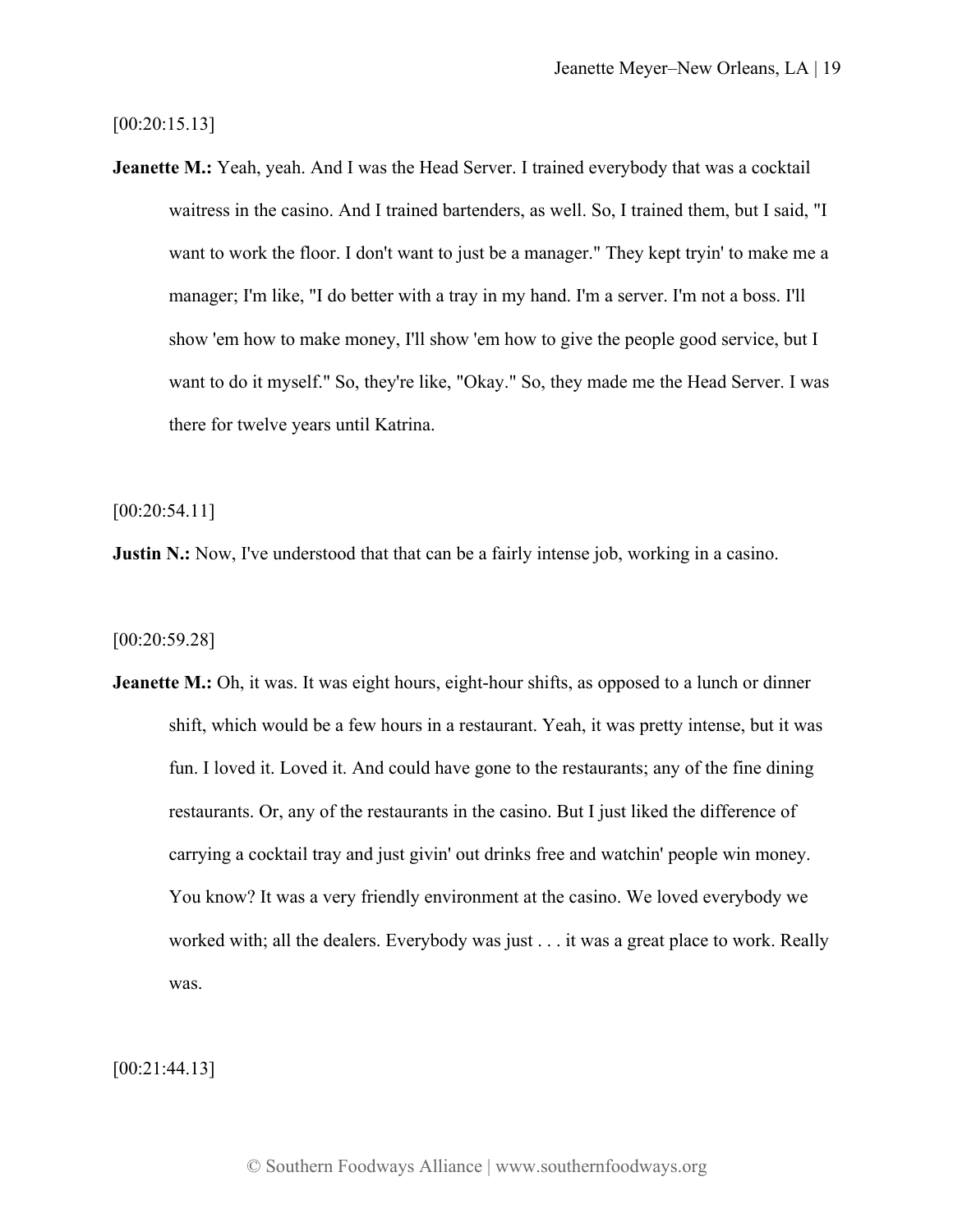[00:20:15.13]

**Jeanette M.:** Yeah, yeah. And I was the Head Server. I trained everybody that was a cocktail waitress in the casino. And I trained bartenders, as well. So, I trained them, but I said, "I want to work the floor. I don't want to just be a manager." They kept tryin' to make me a manager; I'm like, "I do better with a tray in my hand. I'm a server. I'm not a boss. I'll show 'em how to make money, I'll show 'em how to give the people good service, but I want to do it myself." So, they're like, "Okay." So, they made me the Head Server. I was there for twelve years until Katrina.

[00:20:54.11]

**Justin N.:** Now, I've understood that that can be a fairly intense job, working in a casino.

[00:20:59.28]

**Jeanette M.:** Oh, it was. It was eight hours, eight-hour shifts, as opposed to a lunch or dinner shift, which would be a few hours in a restaurant. Yeah, it was pretty intense, but it was fun. I loved it. Loved it. And could have gone to the restaurants; any of the fine dining restaurants. Or, any of the restaurants in the casino. But I just liked the difference of carrying a cocktail tray and just givin' out drinks free and watchin' people win money. You know? It was a very friendly environment at the casino. We loved everybody we worked with; all the dealers. Everybody was just . . . it was a great place to work. Really was.

[00:21:44.13]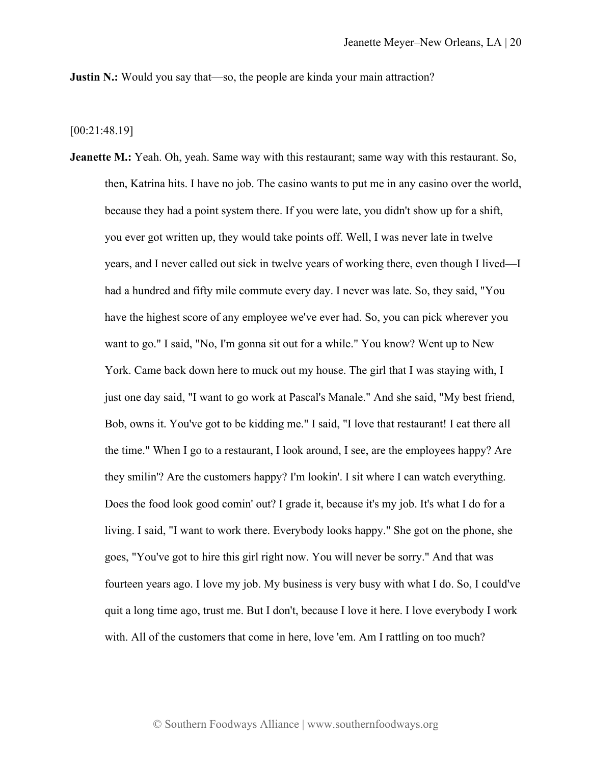**Justin N.:** Would you say that—so, the people are kinda your main attraction?

[00:21:48.19]

**Jeanette M.:** Yeah. Oh, yeah. Same way with this restaurant; same way with this restaurant. So, then, Katrina hits. I have no job. The casino wants to put me in any casino over the world, because they had a point system there. If you were late, you didn't show up for a shift, you ever got written up, they would take points off. Well, I was never late in twelve years, and I never called out sick in twelve years of working there, even though I lived—I had a hundred and fifty mile commute every day. I never was late. So, they said, "You have the highest score of any employee we've ever had. So, you can pick wherever you want to go." I said, "No, I'm gonna sit out for a while." You know? Went up to New York. Came back down here to muck out my house. The girl that I was staying with, I just one day said, "I want to go work at Pascal's Manale." And she said, "My best friend, Bob, owns it. You've got to be kidding me." I said, "I love that restaurant! I eat there all the time." When I go to a restaurant, I look around, I see, are the employees happy? Are they smilin'? Are the customers happy? I'm lookin'. I sit where I can watch everything. Does the food look good comin' out? I grade it, because it's my job. It's what I do for a living. I said, "I want to work there. Everybody looks happy." She got on the phone, she goes, "You've got to hire this girl right now. You will never be sorry." And that was fourteen years ago. I love my job. My business is very busy with what I do. So, I could've quit a long time ago, trust me. But I don't, because I love it here. I love everybody I work with. All of the customers that come in here, love 'em. Am I rattling on too much?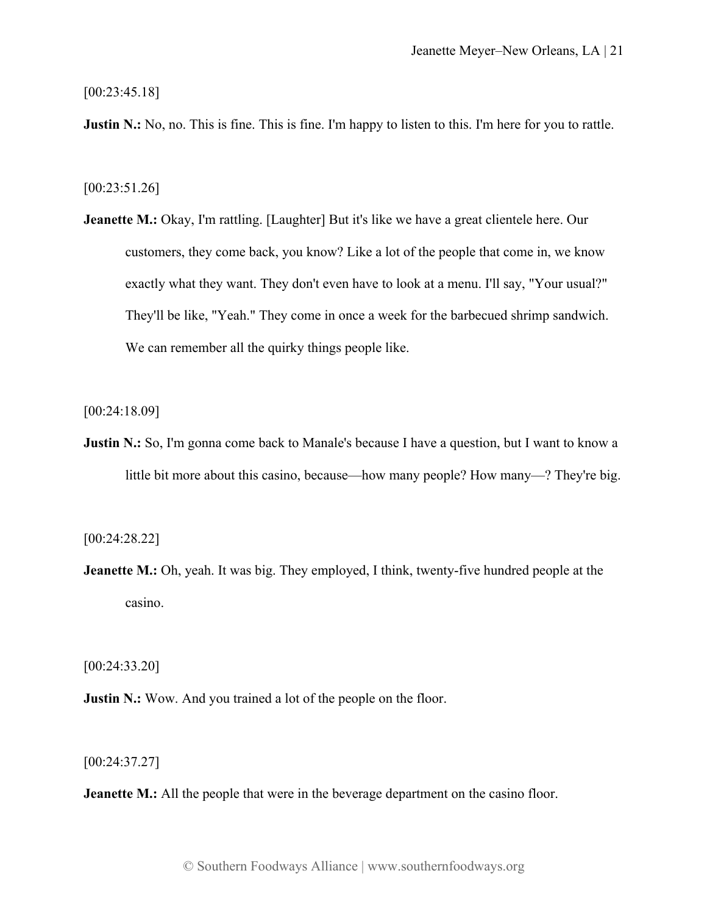[00:23:45.18]

**Justin N.:** No, no. This is fine. This is fine. I'm happy to listen to this. I'm here for you to rattle.

[00:23:51.26]

**Jeanette M.:** Okay, I'm rattling. [Laughter] But it's like we have a great clientele here. Our customers, they come back, you know? Like a lot of the people that come in, we know exactly what they want. They don't even have to look at a menu. I'll say, "Your usual?" They'll be like, "Yeah." They come in once a week for the barbecued shrimp sandwich. We can remember all the quirky things people like.

[00:24:18.09]

**Justin N.:** So, I'm gonna come back to Manale's because I have a question, but I want to know a little bit more about this casino, because—how many people? How many—? They're big.

[00:24:28.22]

**Jeanette M.:** Oh, yeah. It was big. They employed, I think, twenty-five hundred people at the casino.

[00:24:33.20]

**Justin N.:** Wow. And you trained a lot of the people on the floor.

[00:24:37.27]

**Jeanette M.:** All the people that were in the beverage department on the casino floor.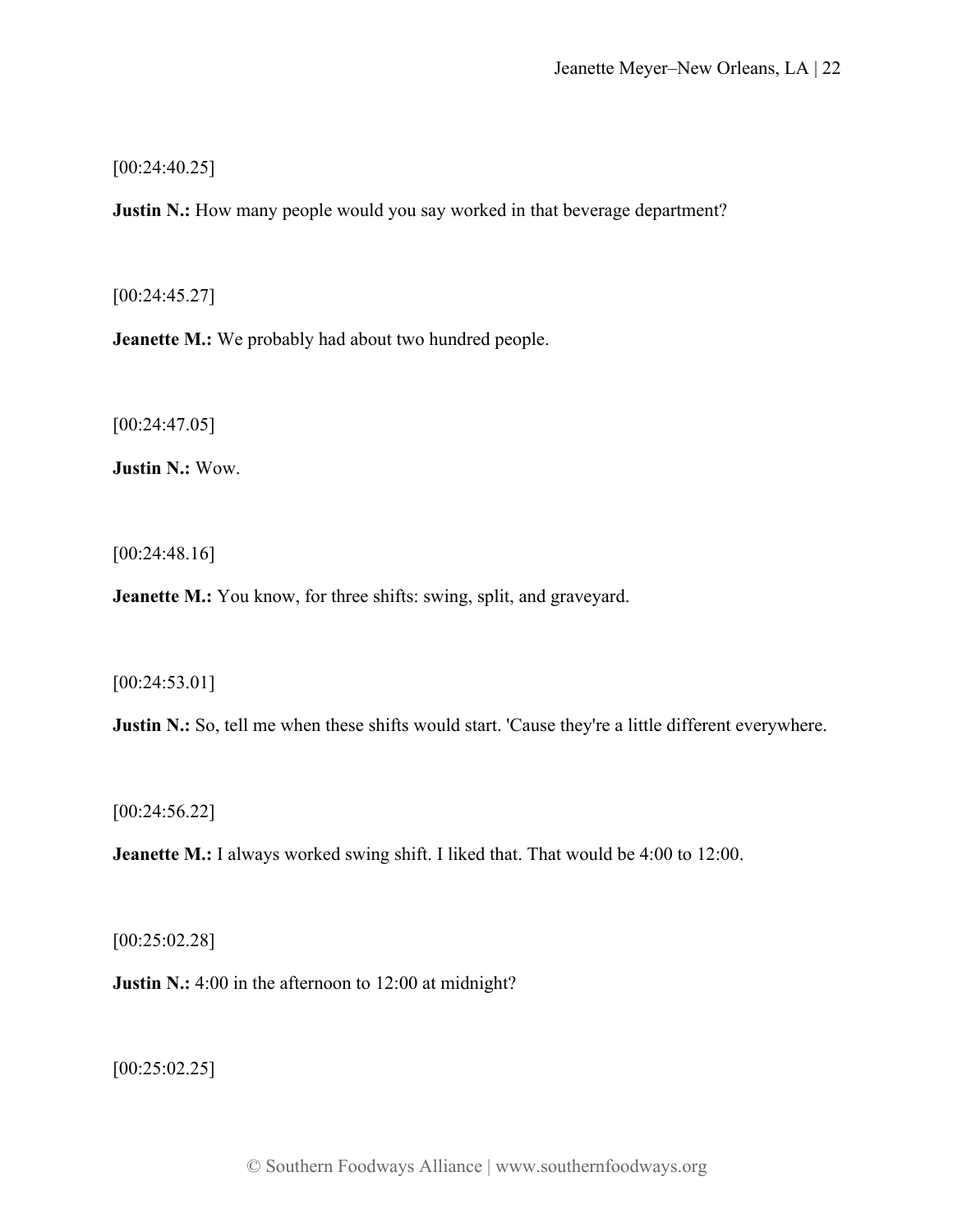[00:24:40.25]

**Justin N.:** How many people would you say worked in that beverage department?

[00:24:45.27]

**Jeanette M.:** We probably had about two hundred people.

[00:24:47.05]

**Justin N.:** Wow.

[00:24:48.16]

**Jeanette M.:** You know, for three shifts: swing, split, and graveyard.

[00:24:53.01]

**Justin N.:** So, tell me when these shifts would start. 'Cause they're a little different everywhere.

[00:24:56.22]

**Jeanette M.:** I always worked swing shift. I liked that. That would be 4:00 to 12:00.

[00:25:02.28]

**Justin N.:** 4:00 in the afternoon to 12:00 at midnight?

[00:25:02.25]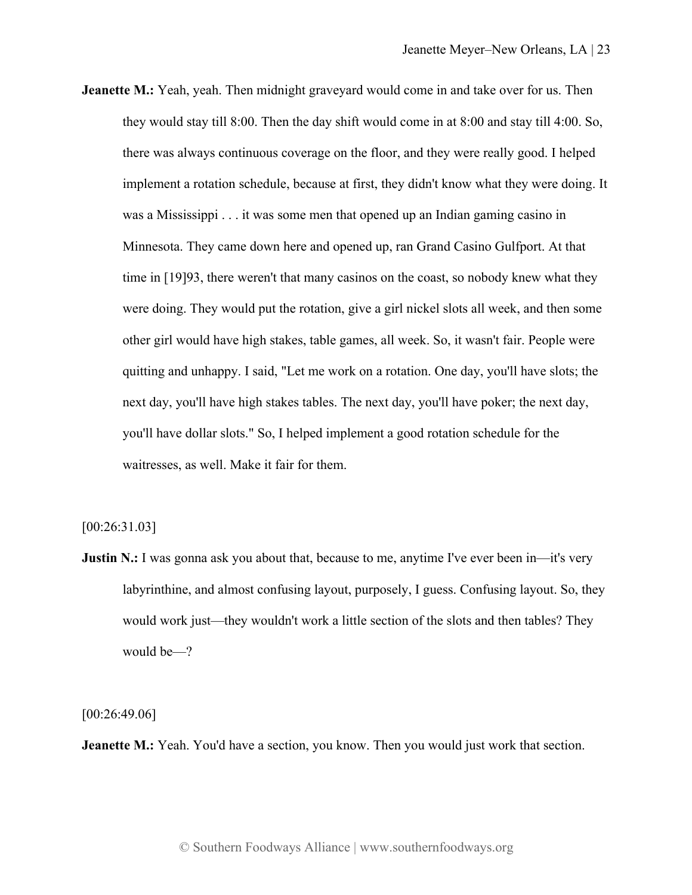**Jeanette M.:** Yeah, yeah. Then midnight graveyard would come in and take over for us. Then they would stay till 8:00. Then the day shift would come in at 8:00 and stay till 4:00. So, there was always continuous coverage on the floor, and they were really good. I helped implement a rotation schedule, because at first, they didn't know what they were doing. It was a Mississippi . . . it was some men that opened up an Indian gaming casino in Minnesota. They came down here and opened up, ran Grand Casino Gulfport. At that time in [19]93, there weren't that many casinos on the coast, so nobody knew what they were doing. They would put the rotation, give a girl nickel slots all week, and then some other girl would have high stakes, table games, all week. So, it wasn't fair. People were quitting and unhappy. I said, "Let me work on a rotation. One day, you'll have slots; the next day, you'll have high stakes tables. The next day, you'll have poker; the next day, you'll have dollar slots." So, I helped implement a good rotation schedule for the waitresses, as well. Make it fair for them.

[00:26:31.03]

**Justin N.:** I was gonna ask you about that, because to me, anytime I've ever been in—it's very labyrinthine, and almost confusing layout, purposely, I guess. Confusing layout. So, they would work just—they wouldn't work a little section of the slots and then tables? They would be—?

[00:26:49.06]

**Jeanette M.:** Yeah. You'd have a section, you know. Then you would just work that section.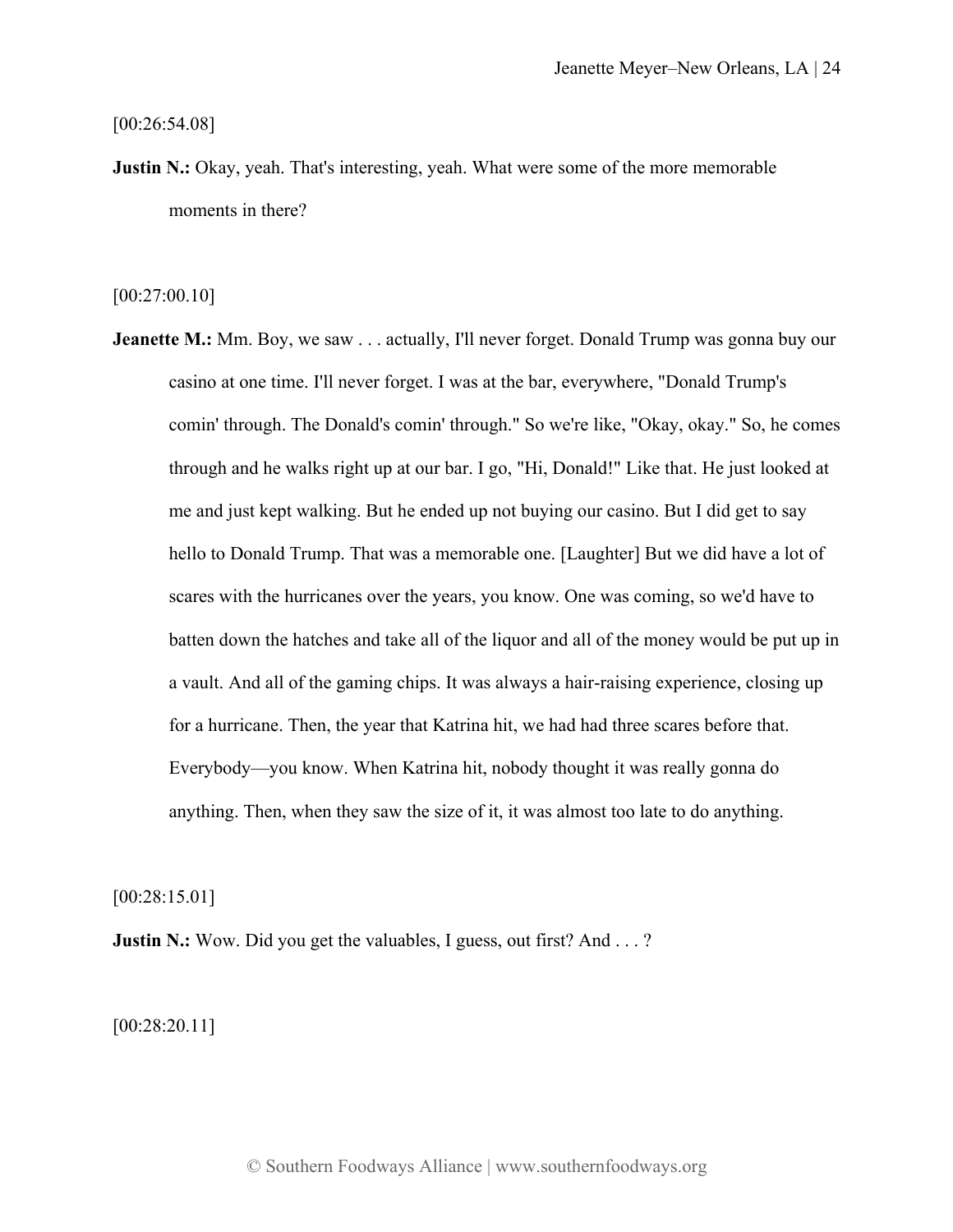[00:26:54.08]

**Justin N.:** Okay, yeah. That's interesting, yeah. What were some of the more memorable moments in there?

[00:27:00.10]

**Jeanette M.:** Mm. Boy, we saw . . . actually, I'll never forget. Donald Trump was gonna buy our casino at one time. I'll never forget. I was at the bar, everywhere, "Donald Trump's comin' through. The Donald's comin' through." So we're like, "Okay, okay." So, he comes through and he walks right up at our bar. I go, "Hi, Donald!" Like that. He just looked at me and just kept walking. But he ended up not buying our casino. But I did get to say hello to Donald Trump. That was a memorable one. [Laughter] But we did have a lot of scares with the hurricanes over the years, you know. One was coming, so we'd have to batten down the hatches and take all of the liquor and all of the money would be put up in a vault. And all of the gaming chips. It was always a hair-raising experience, closing up for a hurricane. Then, the year that Katrina hit, we had had three scares before that. Everybody—you know. When Katrina hit, nobody thought it was really gonna do anything. Then, when they saw the size of it, it was almost too late to do anything.

[00:28:15.01]

**Justin N.:** Wow. Did you get the valuables, I guess, out first? And . . . ?

[00:28:20.11]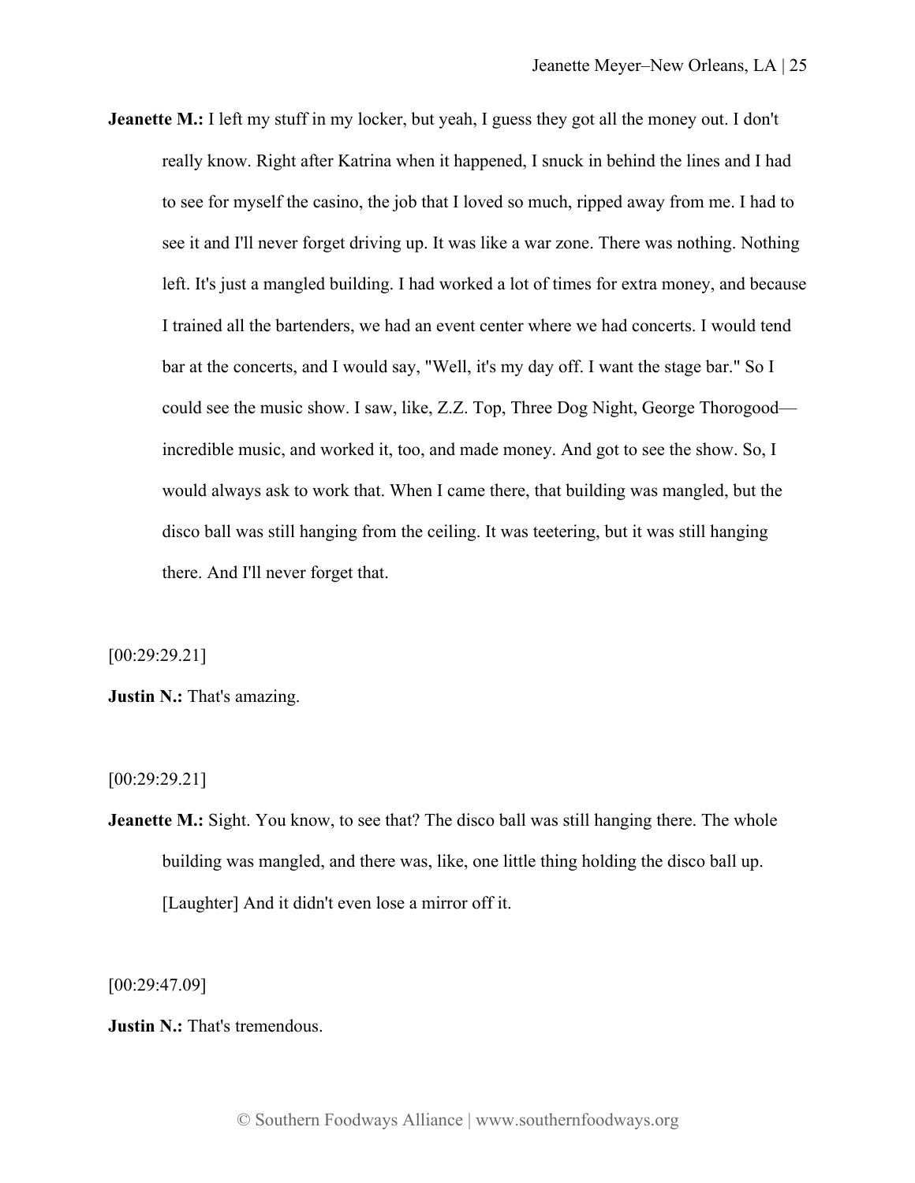**Jeanette M.:** I left my stuff in my locker, but yeah, I guess they got all the money out. I don't really know. Right after Katrina when it happened, I snuck in behind the lines and I had to see for myself the casino, the job that I loved so much, ripped away from me. I had to see it and I'll never forget driving up. It was like a war zone. There was nothing. Nothing left. It's just a mangled building. I had worked a lot of times for extra money, and because I trained all the bartenders, we had an event center where we had concerts. I would tend bar at the concerts, and I would say, "Well, it's my day off. I want the stage bar." So I could see the music show. I saw, like, Z.Z. Top, Three Dog Night, George Thorogood—incredible music, and worked it, too, and made money. And got to see the show. So, I would always ask to work that. When I came there, that building was mangled, but the disco ball was still hanging from the ceiling. It was teetering, but it was still hanging there. And I'll never forget that.

[00:29:29.21]

**Justin N.:** That's amazing.

[00:29:29.21]

**Jeanette M.:** Sight. You know, to see that? The disco ball was still hanging there. The whole building was mangled, and there was, like, one little thing holding the disco ball up. [Laughter] And it didn't even lose a mirror off it.

[00:29:47.09]

**Justin N.:** That's tremendous.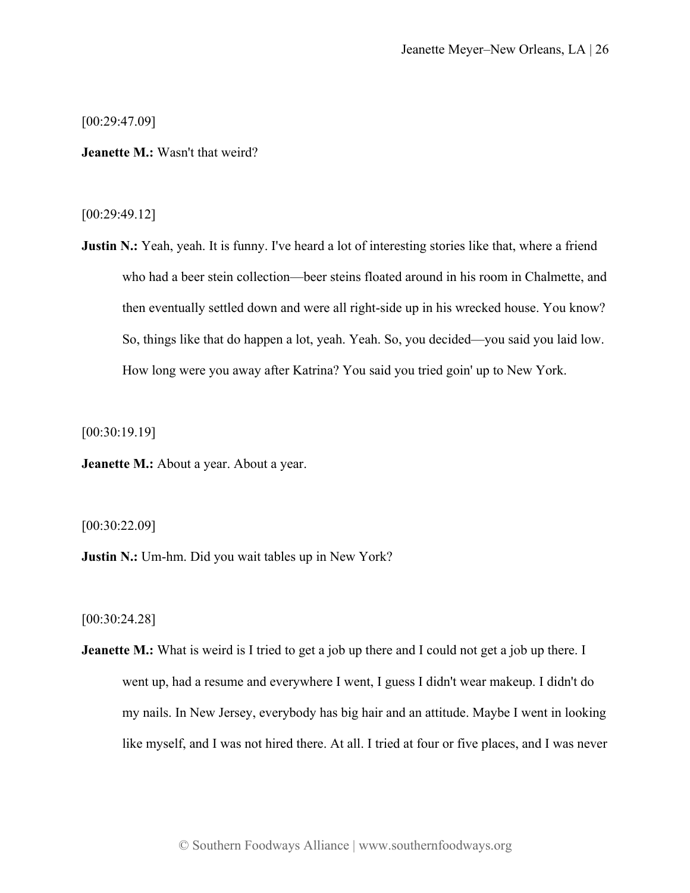[00:29:47.09]

**Jeanette M.:** Wasn't that weird?

[00:29:49.12]

**Justin N.:** Yeah, yeah. It is funny. I've heard a lot of interesting stories like that, where a friend who had a beer stein collection—beer steins floated around in his room in Chalmette, and then eventually settled down and were all right-side up in his wrecked house. You know? So, things like that do happen a lot, yeah. Yeah. So, you decided—you said you laid low. How long were you away after Katrina? You said you tried goin' up to New York.

[00:30:19.19]

**Jeanette M.:** About a year. About a year.

[00:30:22.09]

**Justin N.:** Um-hm. Did you wait tables up in New York?

[00:30:24.28]

**Jeanette M.:** What is weird is I tried to get a job up there and I could not get a job up there. I went up, had a resume and everywhere I went, I guess I didn't wear makeup. I didn't do my nails. In New Jersey, everybody has big hair and an attitude. Maybe I went in looking like myself, and I was not hired there. At all. I tried at four or five places, and I was never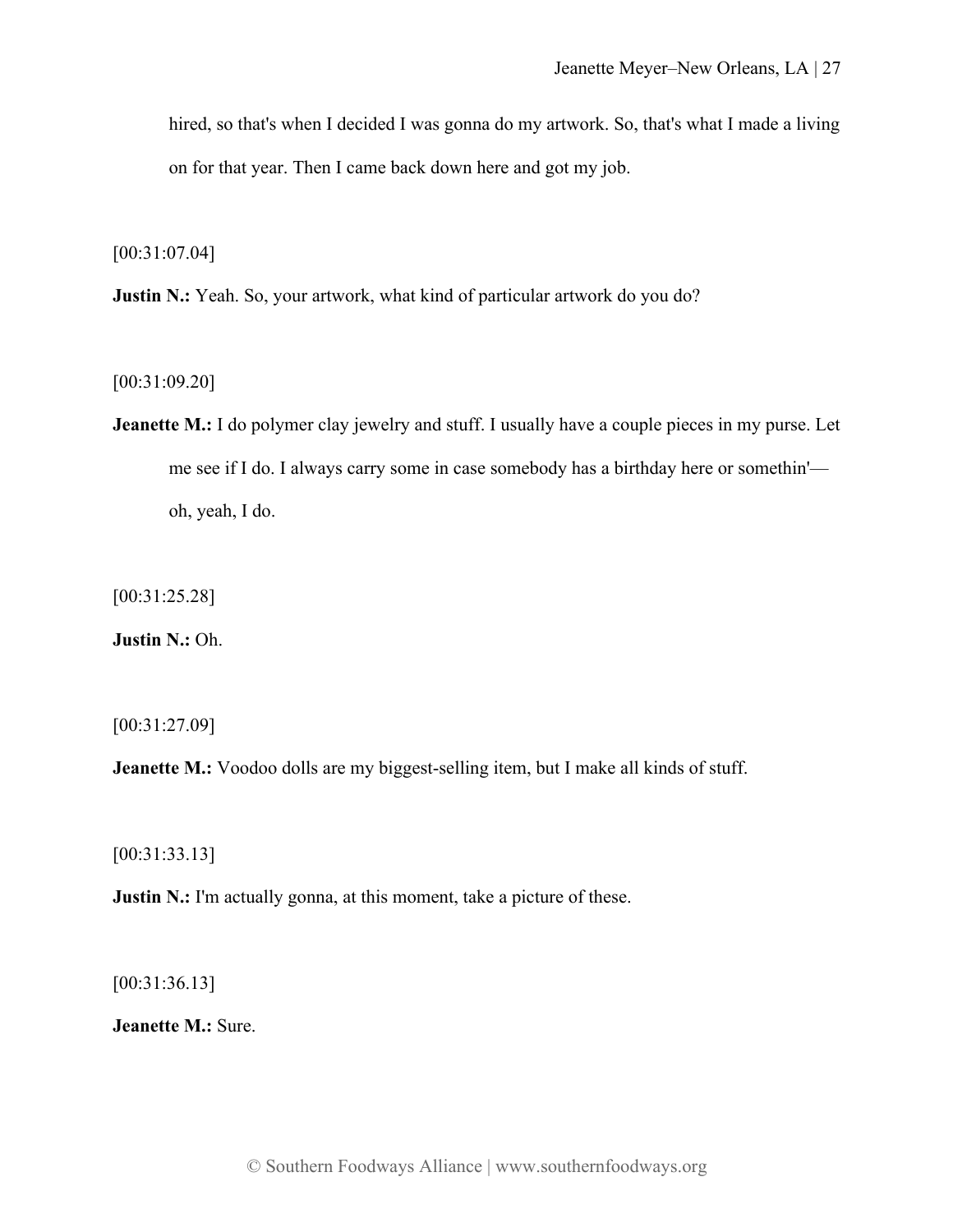hired, so that's when I decided I was gonna do my artwork. So, that's what I made a living on for that year. Then I came back down here and got my job.

[00:31:07.04]

**Justin N.:** Yeah. So, your artwork, what kind of particular artwork do you do?

[00:31:09.20]

**Jeanette M.:** I do polymer clay jewelry and stuff. I usually have a couple pieces in my purse. Let me see if I do. I always carry some in case somebody has a birthday here or somethin'—oh, yeah, I do.

[00:31:25.28]

**Justin N.:** Oh.

[00:31:27.09]

**Jeanette M.:** Voodoo dolls are my biggest-selling item, but I make all kinds of stuff.

[00:31:33.13]

**Justin N.:** I'm actually gonna, at this moment, take a picture of these.

[00:31:36.13]

**Jeanette M.:** Sure.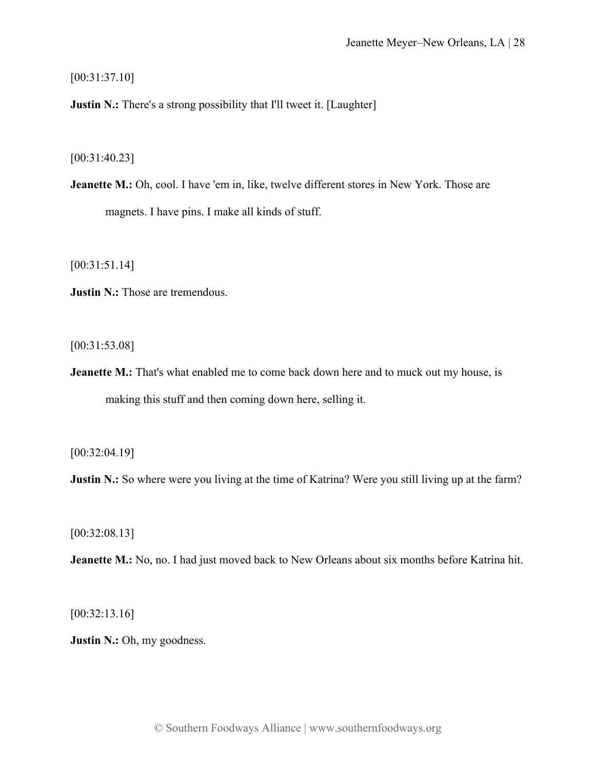[00:31:37.10]

**Justin N.:** There's a strong possibility that I'll tweet it. [Laughter]

[00:31:40.23]

**Jeanette M.:** Oh, cool. I have 'em in, like, twelve different stores in New York. Those are magnets. I have pins. I make all kinds of stuff.

[00:31:51.14]

**Justin N.:** Those are tremendous.

[00:31:53.08]

**Jeanette M.:** That's what enabled me to come back down here and to muck out my house, is making this stuff and then coming down here, selling it.

[00:32:04.19]

**Justin N.:** So where were you living at the time of Katrina? Were you still living up at the farm?

[00:32:08.13]

**Jeanette M.:** No, no. I had just moved back to New Orleans about six months before Katrina hit.

[00:32:13.16]

**Justin N.:** Oh, my goodness.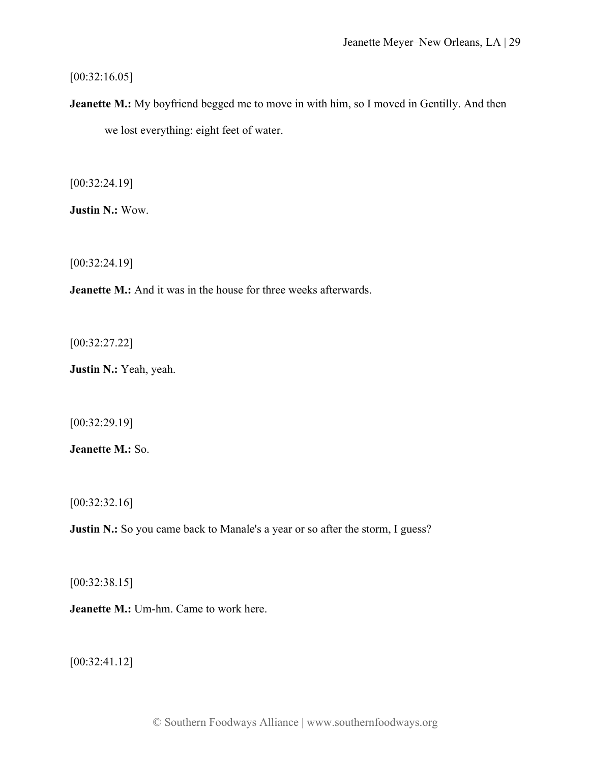[00:32:16.05]

**Jeanette M.:** My boyfriend begged me to move in with him, so I moved in Gentilly. And then we lost everything: eight feet of water.

[00:32:24.19]

**Justin N.:** Wow.

[00:32:24.19]

**Jeanette M.:** And it was in the house for three weeks afterwards.

[00:32:27.22]

**Justin N.:** Yeah, yeah.

[00:32:29.19]

**Jeanette M.:** So.

[00:32:32.16]

**Justin N.:** So you came back to Manale's a year or so after the storm, I guess?

[00:32:38.15]

**Jeanette M.:** Um-hm. Came to work here.

[00:32:41.12]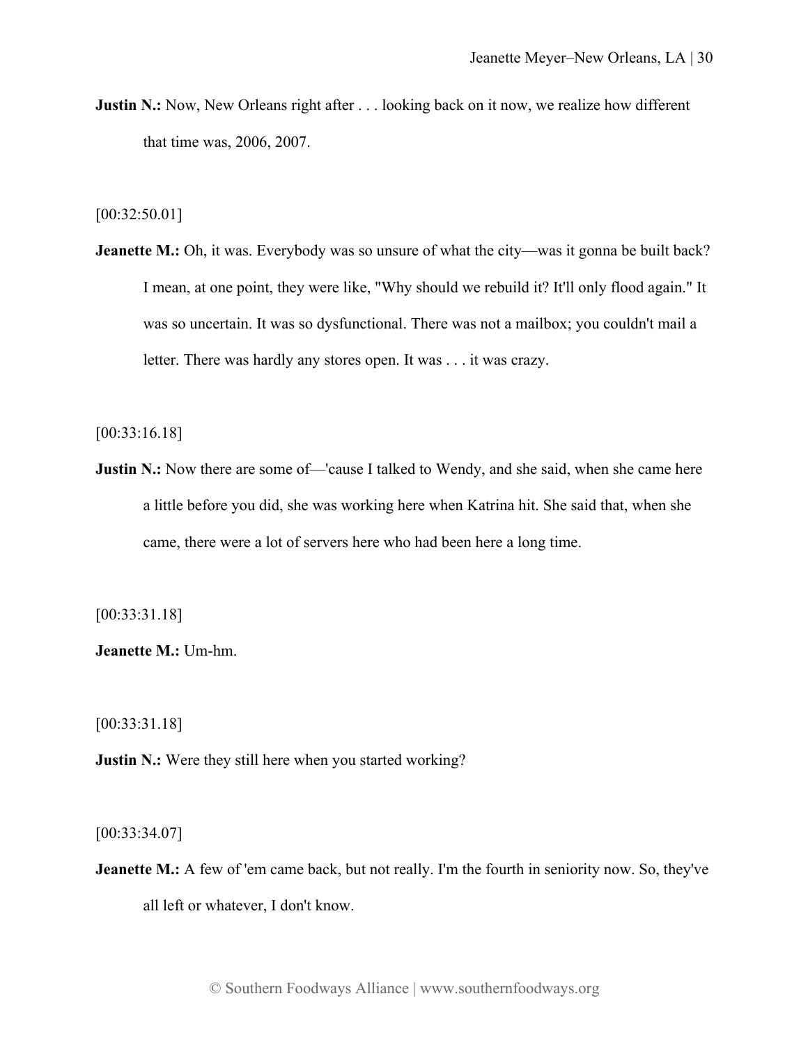**Justin N.:** Now, New Orleans right after . . . looking back on it now, we realize how different that time was, 2006, 2007.

[00:32:50.01]

**Jeanette M.:** Oh, it was. Everybody was so unsure of what the city—was it gonna be built back? I mean, at one point, they were like, "Why should we rebuild it? It'll only flood again." It was so uncertain. It was so dysfunctional. There was not a mailbox; you couldn't mail a letter. There was hardly any stores open. It was . . . it was crazy.

[00:33:16.18]

**Justin N.:** Now there are some of—'cause I talked to Wendy, and she said, when she came here a little before you did, she was working here when Katrina hit. She said that, when she came, there were a lot of servers here who had been here a long time.

[00:33:31.18]

**Jeanette M.:** Um-hm.

[00:33:31.18]

**Justin N.:** Were they still here when you started working?

[00:33:34.07]

**Jeanette M.:** A few of 'em came back, but not really. I'm the fourth in seniority now. So, they've all left or whatever, I don't know.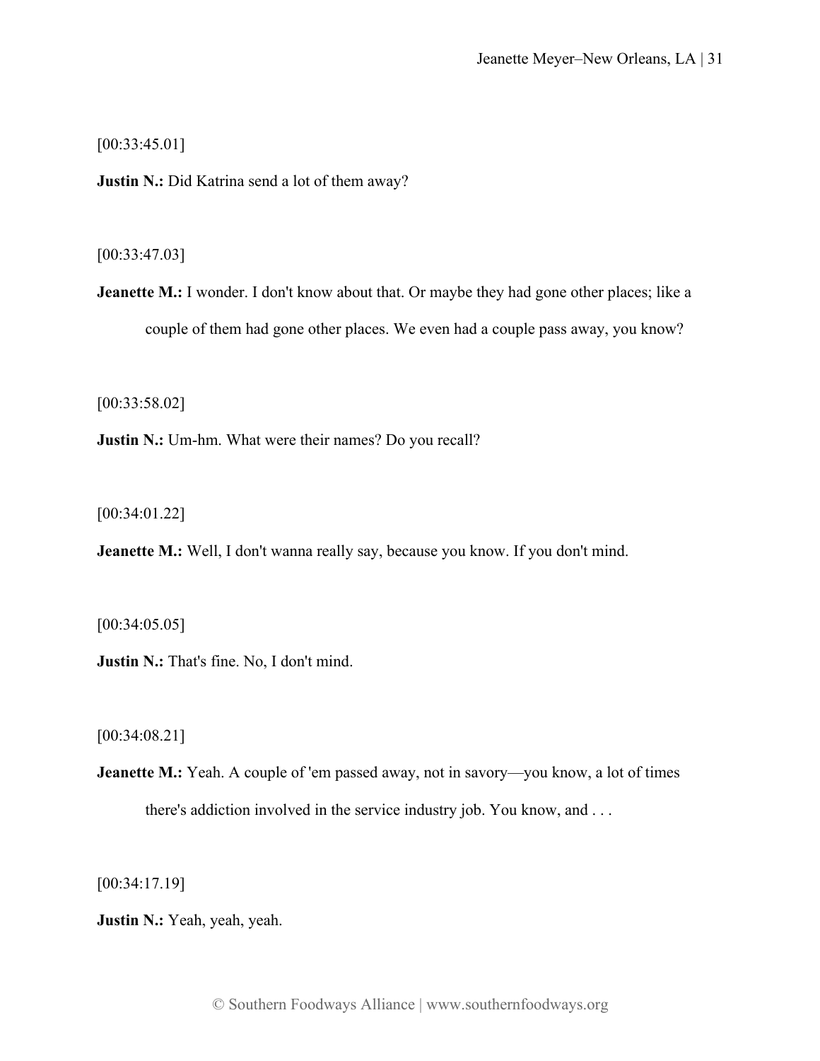[00:33:45.01]

**Justin N.:** Did Katrina send a lot of them away?

[00:33:47.03]

**Jeanette M.:** I wonder. I don't know about that. Or maybe they had gone other places; like a couple of them had gone other places. We even had a couple pass away, you know?

[00:33:58.02]

**Justin N.:** Um-hm. What were their names? Do you recall?

[00:34:01.22]

**Jeanette M.:** Well, I don't wanna really say, because you know. If you don't mind.

[00:34:05.05]

**Justin N.:** That's fine. No, I don't mind.

[00:34:08.21]

**Jeanette M.:** Yeah. A couple of 'em passed away, not in savory—you know, a lot of times there's addiction involved in the service industry job. You know, and . . .

[00:34:17.19]

**Justin N.:** Yeah, yeah, yeah.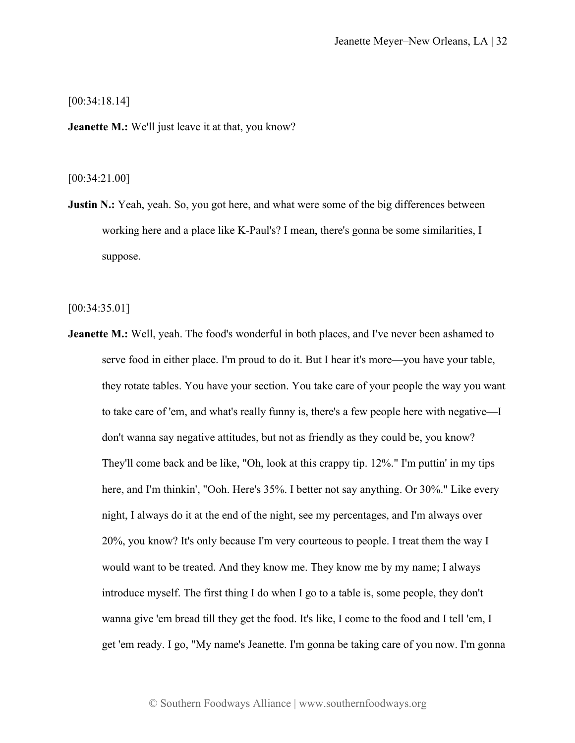[00:34:18.14]

**Jeanette M.:** We'll just leave it at that, you know?

[00:34:21.00]

**Justin N.:** Yeah, yeah. So, you got here, and what were some of the big differences between working here and a place like K-Paul's? I mean, there's gonna be some similarities, I suppose.

[00:34:35.01]

**Jeanette M.:** Well, yeah. The food's wonderful in both places, and I've never been ashamed to serve food in either place. I'm proud to do it. But I hear it's more—you have your table, they rotate tables. You have your section. You take care of your people the way you want to take care of 'em, and what's really funny is, there's a few people here with negative—I don't wanna say negative attitudes, but not as friendly as they could be, you know? They'll come back and be like, "Oh, look at this crappy tip. 12%." I'm puttin' in my tips here, and I'm thinkin', "Ooh. Here's 35%. I better not say anything. Or 30%." Like every night, I always do it at the end of the night, see my percentages, and I'm always over 20%, you know? It's only because I'm very courteous to people. I treat them the way I would want to be treated. And they know me. They know me by my name; I always introduce myself. The first thing I do when I go to a table is, some people, they don't wanna give 'em bread till they get the food. It's like, I come to the food and I tell 'em, I get 'em ready. I go, "My name's Jeanette. I'm gonna be taking care of you now. I'm gonna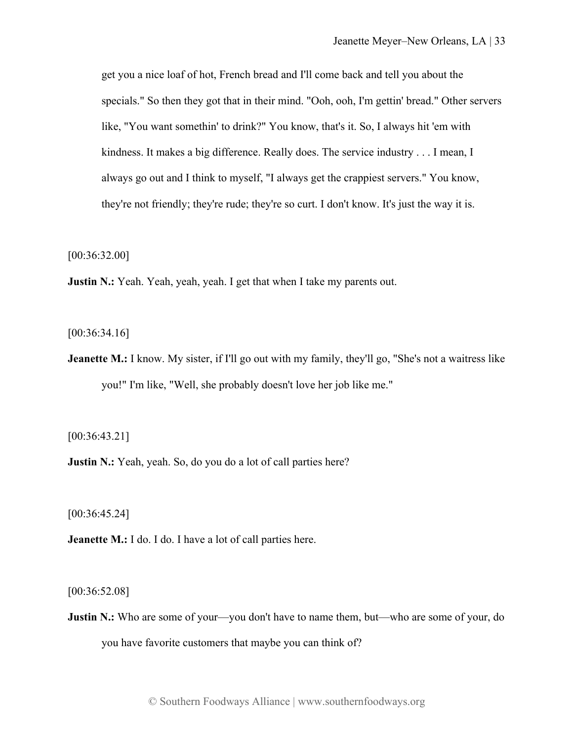get you a nice loaf of hot, French bread and I'll come back and tell you about the specials." So then they got that in their mind. "Ooh, ooh, I'm gettin' bread." Other servers like, "You want somethin' to drink?" You know, that's it. So, I always hit 'em with kindness. It makes a big difference. Really does. The service industry . . . I mean, I always go out and I think to myself, "I always get the crappiest servers." You know, they're not friendly; they're rude; they're so curt. I don't know. It's just the way it is.

[00:36:32.00]

**Justin N.:** Yeah. Yeah, yeah, yeah. I get that when I take my parents out.

[00:36:34.16]

**Jeanette M.:** I know. My sister, if I'll go out with my family, they'll go, "She's not a waitress like you!" I'm like, "Well, she probably doesn't love her job like me."

[00:36:43.21]

**Justin N.:** Yeah, yeah. So, do you do a lot of call parties here?

[00:36:45.24]

**Jeanette M.:** I do. I do. I have a lot of call parties here.

[00:36:52.08]

**Justin N.:** Who are some of your—you don't have to name them, but—who are some of your, do you have favorite customers that maybe you can think of?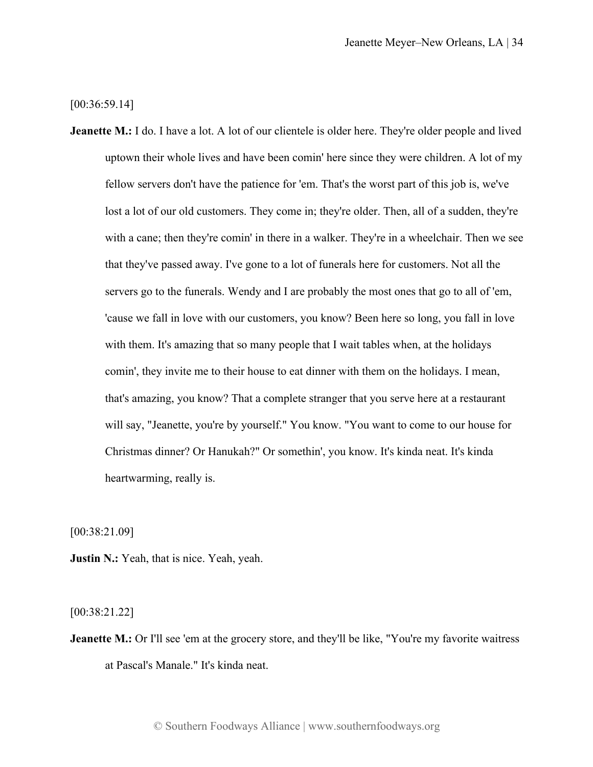[00:36:59.14]

**Jeanette M.:** I do. I have a lot. A lot of our clientele is older here. They're older people and lived uptown their whole lives and have been comin' here since they were children. A lot of my fellow servers don't have the patience for 'em. That's the worst part of this job is, we've lost a lot of our old customers. They come in; they're older. Then, all of a sudden, they're with a cane; then they're comin' in there in a walker. They're in a wheelchair. Then we see that they've passed away. I've gone to a lot of funerals here for customers. Not all the servers go to the funerals. Wendy and I are probably the most ones that go to all of 'em, 'cause we fall in love with our customers, you know? Been here so long, you fall in love with them. It's amazing that so many people that I wait tables when, at the holidays comin', they invite me to their house to eat dinner with them on the holidays. I mean, that's amazing, you know? That a complete stranger that you serve here at a restaurant will say, "Jeanette, you're by yourself." You know. "You want to come to our house for Christmas dinner? Or Hanukah?" Or somethin', you know. It's kinda neat. It's kinda heartwarming, really is.

[00:38:21.09]

**Justin N.:** Yeah, that is nice. Yeah, yeah.

[00:38:21.22]

**Jeanette M.:** Or I'll see 'em at the grocery store, and they'll be like, "You're my favorite waitress at Pascal's Manale." It's kinda neat.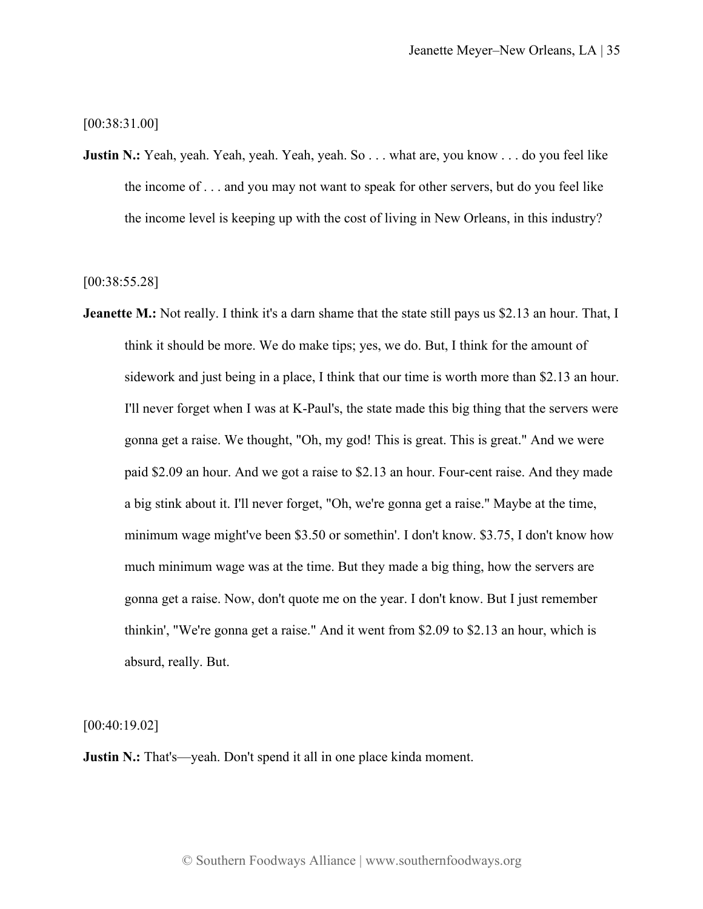[00:38:31.00]

**Justin N.:** Yeah, yeah. Yeah, yeah. Yeah, yeah. So . . . what are, you know . . . do you feel like the income of . . . and you may not want to speak for other servers, but do you feel like the income level is keeping up with the cost of living in New Orleans, in this industry?

[00:38:55.28]

**Jeanette M.:** Not really. I think it's a darn shame that the state still pays us $2.13 an hour. That, I think it should be more. We do make tips; yes, we do. But, I think for the amount of sidework and just being in a place, I think that our time is worth more than $2.13 an hour. I'll never forget when I was at K-Paul's, the state made this big thing that the servers were gonna get a raise. We thought, "Oh, my god! This is great. This is great." And we were paid $2.09 an hour. And we got a raise to $2.13 an hour. Four-cent raise. And they made a big stink about it. I'll never forget, "Oh, we're gonna get a raise." Maybe at the time, minimum wage might've been $3.50 or somethin'. I don't know. $3.75, I don't know how much minimum wage was at the time. But they made a big thing, how the servers are gonna get a raise. Now, don't quote me on the year. I don't know. But I just remember thinkin', "We're gonna get a raise." And it went from $2.09 to $2.13 an hour, which is absurd, really. But.

[00:40:19.02]

**Justin N.:** That's—yeah. Don't spend it all in one place kinda moment.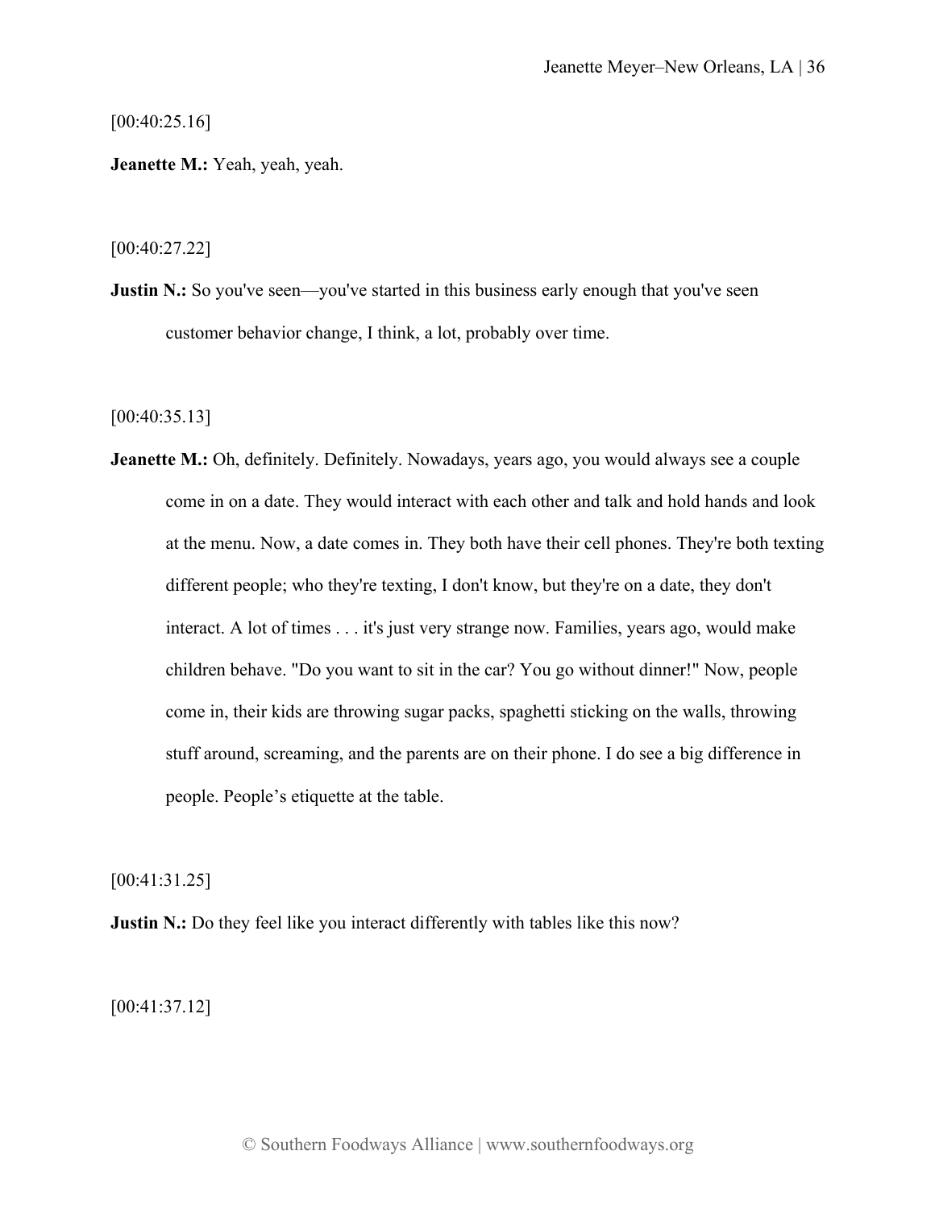[00:40:25.16]

**Jeanette M.:** Yeah, yeah, yeah.

[00:40:27.22]

**Justin N.:** So you've seen—you've started in this business early enough that you've seen customer behavior change, I think, a lot, probably over time.

[00:40:35.13]

**Jeanette M.:** Oh, definitely. Definitely. Nowadays, years ago, you would always see a couple come in on a date. They would interact with each other and talk and hold hands and look at the menu. Now, a date comes in. They both have their cell phones. They're both texting different people; who they're texting, I don't know, but they're on a date, they don't interact. A lot of times . . . it's just very strange now. Families, years ago, would make children behave. "Do you want to sit in the car? You go without dinner!" Now, people come in, their kids are throwing sugar packs, spaghetti sticking on the walls, throwing stuff around, screaming, and the parents are on their phone. I do see a big difference in people. People's etiquette at the table.

[00:41:31.25]

**Justin N.:** Do they feel like you interact differently with tables like this now?

[00:41:37.12]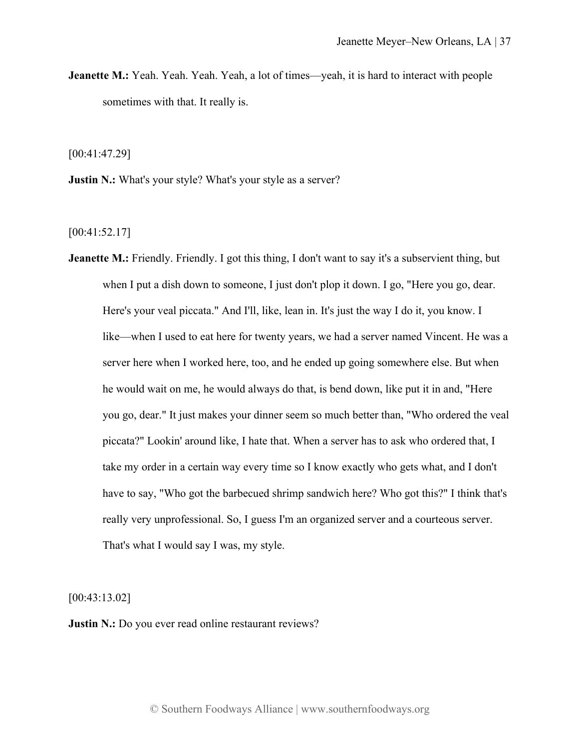**Jeanette M.:** Yeah. Yeah. Yeah. Yeah, a lot of times—yeah, it is hard to interact with people sometimes with that. It really is.

[00:41:47.29]

**Justin N.:** What's your style? What's your style as a server?

[00:41:52.17]

**Jeanette M.:** Friendly. Friendly. I got this thing, I don't want to say it's a subservient thing, but when I put a dish down to someone, I just don't plop it down. I go, "Here you go, dear. Here's your veal piccata." And I'll, like, lean in. It's just the way I do it, you know. I like—when I used to eat here for twenty years, we had a server named Vincent. He was a server here when I worked here, too, and he ended up going somewhere else. But when he would wait on me, he would always do that, is bend down, like put it in and, "Here you go, dear." It just makes your dinner seem so much better than, "Who ordered the veal piccata?" Lookin' around like, I hate that. When a server has to ask who ordered that, I take my order in a certain way every time so I know exactly who gets what, and I don't have to say, "Who got the barbecued shrimp sandwich here? Who got this?" I think that's really very unprofessional. So, I guess I'm an organized server and a courteous server. That's what I would say I was, my style.

[00:43:13.02]

**Justin N.:** Do you ever read online restaurant reviews?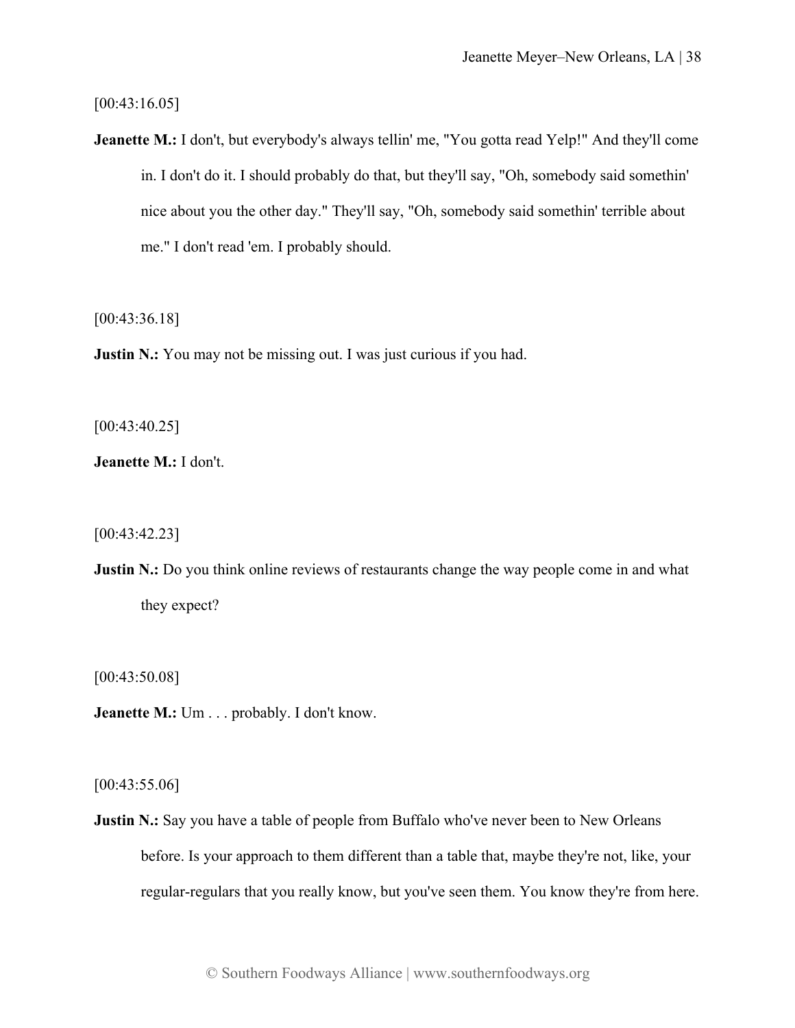[00:43:16.05]

**Jeanette M.:** I don't, but everybody's always tellin' me, "You gotta read Yelp!" And they'll come in. I don't do it. I should probably do that, but they'll say, "Oh, somebody said somethin' nice about you the other day." They'll say, "Oh, somebody said somethin' terrible about me." I don't read 'em. I probably should.

[00:43:36.18]

**Justin N.:** You may not be missing out. I was just curious if you had.

[00:43:40.25]

**Jeanette M.:** I don't.

[00:43:42.23]

**Justin N.:** Do you think online reviews of restaurants change the way people come in and what they expect?

[00:43:50.08]

**Jeanette M.:** Um . . . probably. I don't know.

[00:43:55.06]

**Justin N.:** Say you have a table of people from Buffalo who've never been to New Orleans before. Is your approach to them different than a table that, maybe they're not, like, your regular-regulars that you really know, but you've seen them. You know they're from here.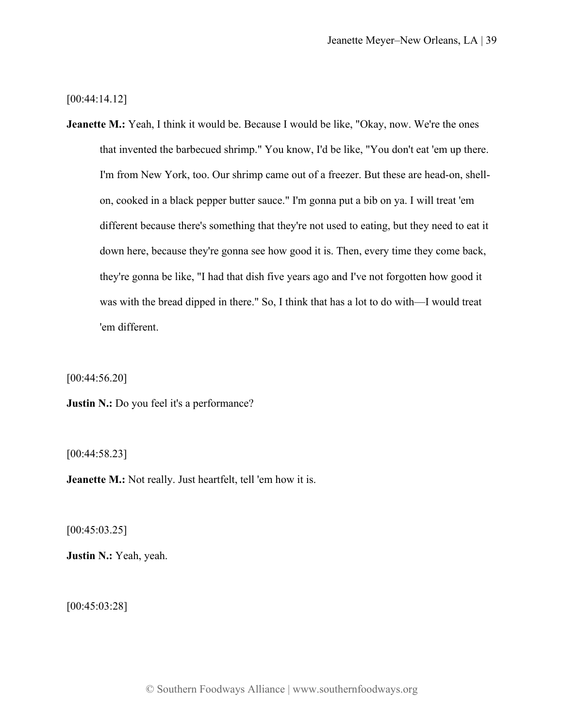[00:44:14.12]

**Jeanette M.:** Yeah, I think it would be. Because I would be like, "Okay, now. We're the ones that invented the barbecued shrimp." You know, I'd be like, "You don't eat 'em up there. I'm from New York, too. Our shrimp came out of a freezer. But these are head-on, shell-on, cooked in a black pepper butter sauce." I'm gonna put a bib on ya. I will treat 'em different because there's something that they're not used to eating, but they need to eat it down here, because they're gonna see how good it is. Then, every time they come back, they're gonna be like, "I had that dish five years ago and I've not forgotten how good it was with the bread dipped in there." So, I think that has a lot to do with—I would treat 'em different.

[00:44:56.20]

**Justin N.:** Do you feel it's a performance?

[00:44:58.23]

**Jeanette M.:** Not really. Just heartfelt, tell 'em how it is.

[00:45:03.25]

**Justin N.:** Yeah, yeah.

[00:45:03:28]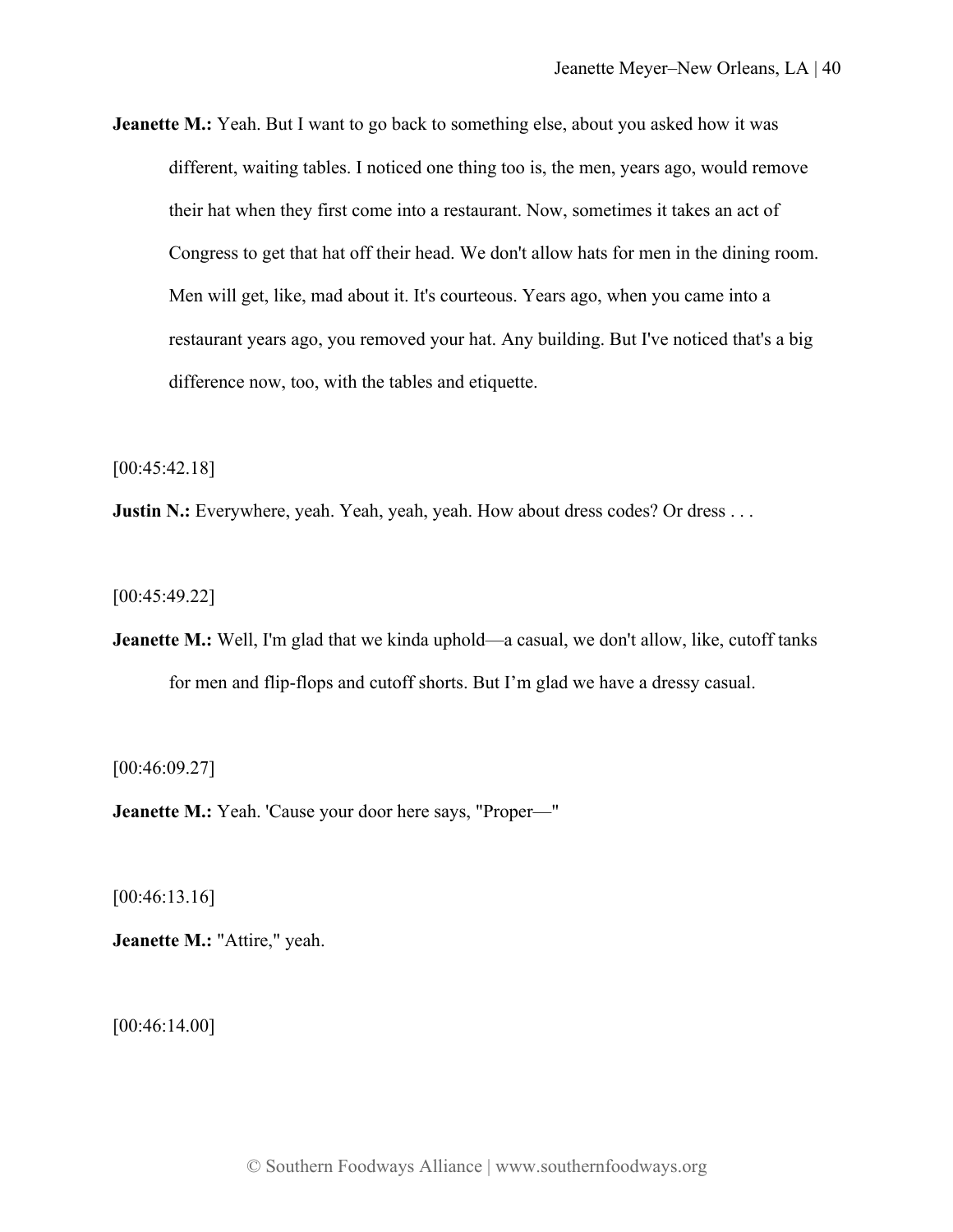**Jeanette M.:** Yeah. But I want to go back to something else, about you asked how it was different, waiting tables. I noticed one thing too is, the men, years ago, would remove their hat when they first come into a restaurant. Now, sometimes it takes an act of Congress to get that hat off their head. We don't allow hats for men in the dining room. Men will get, like, mad about it. It's courteous. Years ago, when you came into a restaurant years ago, you removed your hat. Any building. But I've noticed that's a big difference now, too, with the tables and etiquette.

[00:45:42.18]

**Justin N.:** Everywhere, yeah. Yeah, yeah, yeah. How about dress codes? Or dress . . .

[00:45:49.22]

**Jeanette M.:** Well, I'm glad that we kinda uphold—a casual, we don't allow, like, cutoff tanks for men and flip-flops and cutoff shorts. But I'm glad we have a dressy casual.

[00:46:09.27]

**Jeanette M.:** Yeah. 'Cause your door here says, "Proper—"

[00:46:13.16]

**Jeanette M.:** "Attire," yeah.

[00:46:14.00]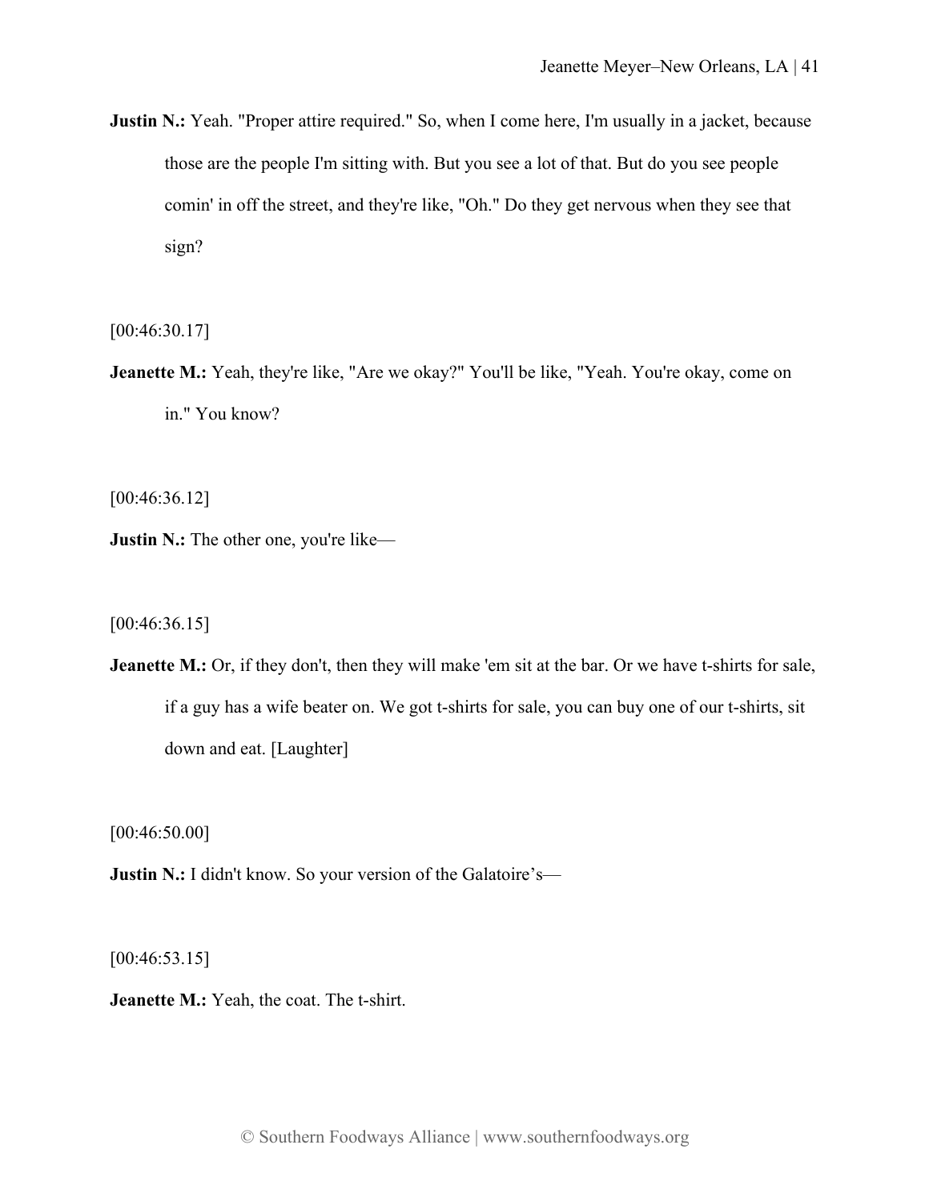**Justin N.:** Yeah. "Proper attire required." So, when I come here, I'm usually in a jacket, because those are the people I'm sitting with. But you see a lot of that. But do you see people comin' in off the street, and they're like, "Oh." Do they get nervous when they see that sign?

[00:46:30.17]

**Jeanette M.:** Yeah, they're like, "Are we okay?" You'll be like, "Yeah. You're okay, come on in." You know?

[00:46:36.12]

**Justin N.:** The other one, you're like—

[00:46:36.15]

**Jeanette M.:** Or, if they don't, then they will make 'em sit at the bar. Or we have t-shirts for sale, if a guy has a wife beater on. We got t-shirts for sale, you can buy one of our t-shirts, sit down and eat. [Laughter]

[00:46:50.00]

**Justin N.:** I didn't know. So your version of the Galatoire's—

[00:46:53.15]

**Jeanette M.:** Yeah, the coat. The t-shirt.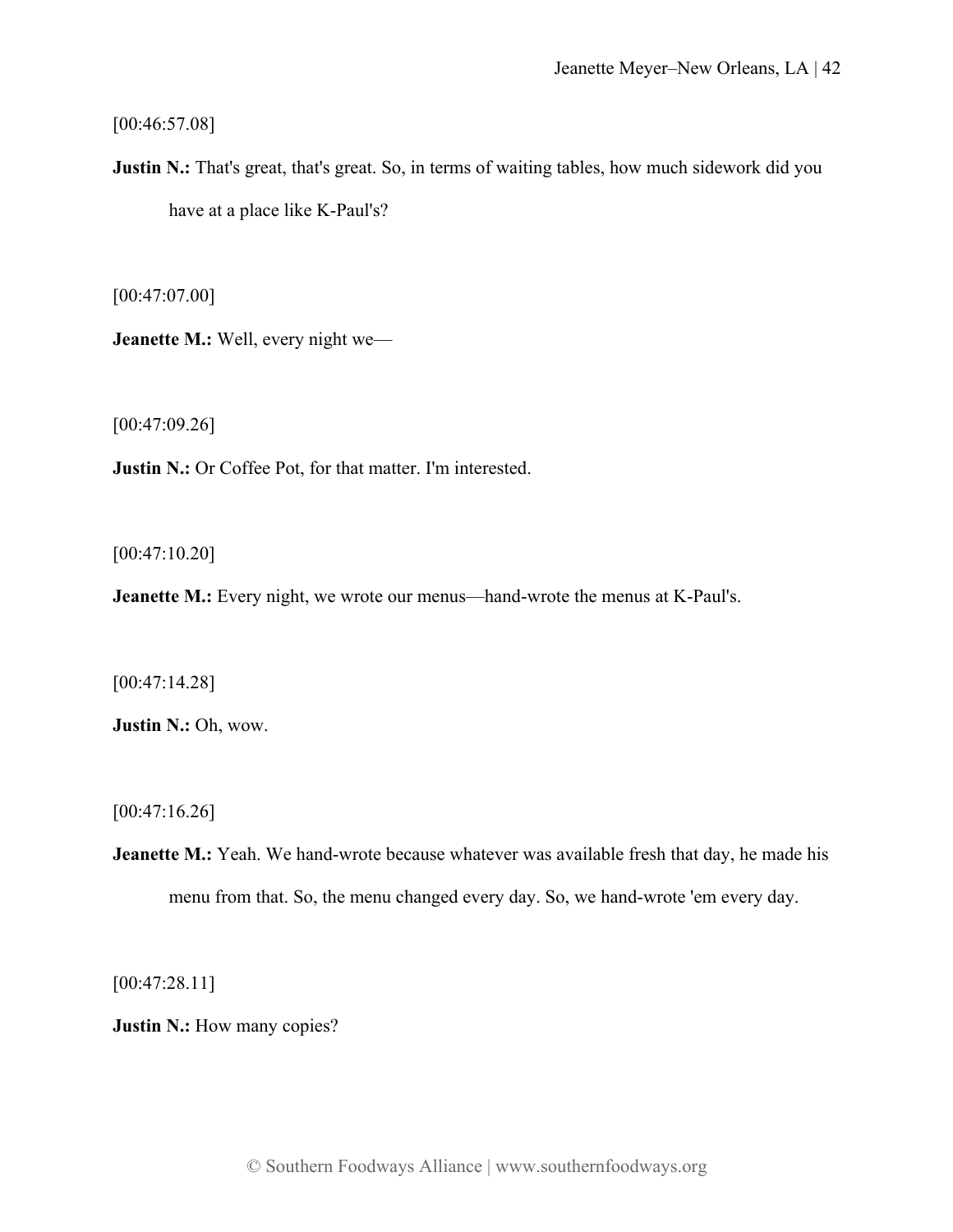[00:46:57.08]

**Justin N.:** That's great, that's great. So, in terms of waiting tables, how much sidework did you have at a place like K-Paul's?

[00:47:07.00]

**Jeanette M.:** Well, every night we—

[00:47:09.26]

**Justin N.:** Or Coffee Pot, for that matter. I'm interested.

[00:47:10.20]

**Jeanette M.:** Every night, we wrote our menus—hand-wrote the menus at K-Paul's.

[00:47:14.28]

**Justin N.:** Oh, wow.

[00:47:16.26]

**Jeanette M.:** Yeah. We hand-wrote because whatever was available fresh that day, he made his menu from that. So, the menu changed every day. So, we hand-wrote 'em every day.

[00:47:28.11]

**Justin N.:** How many copies?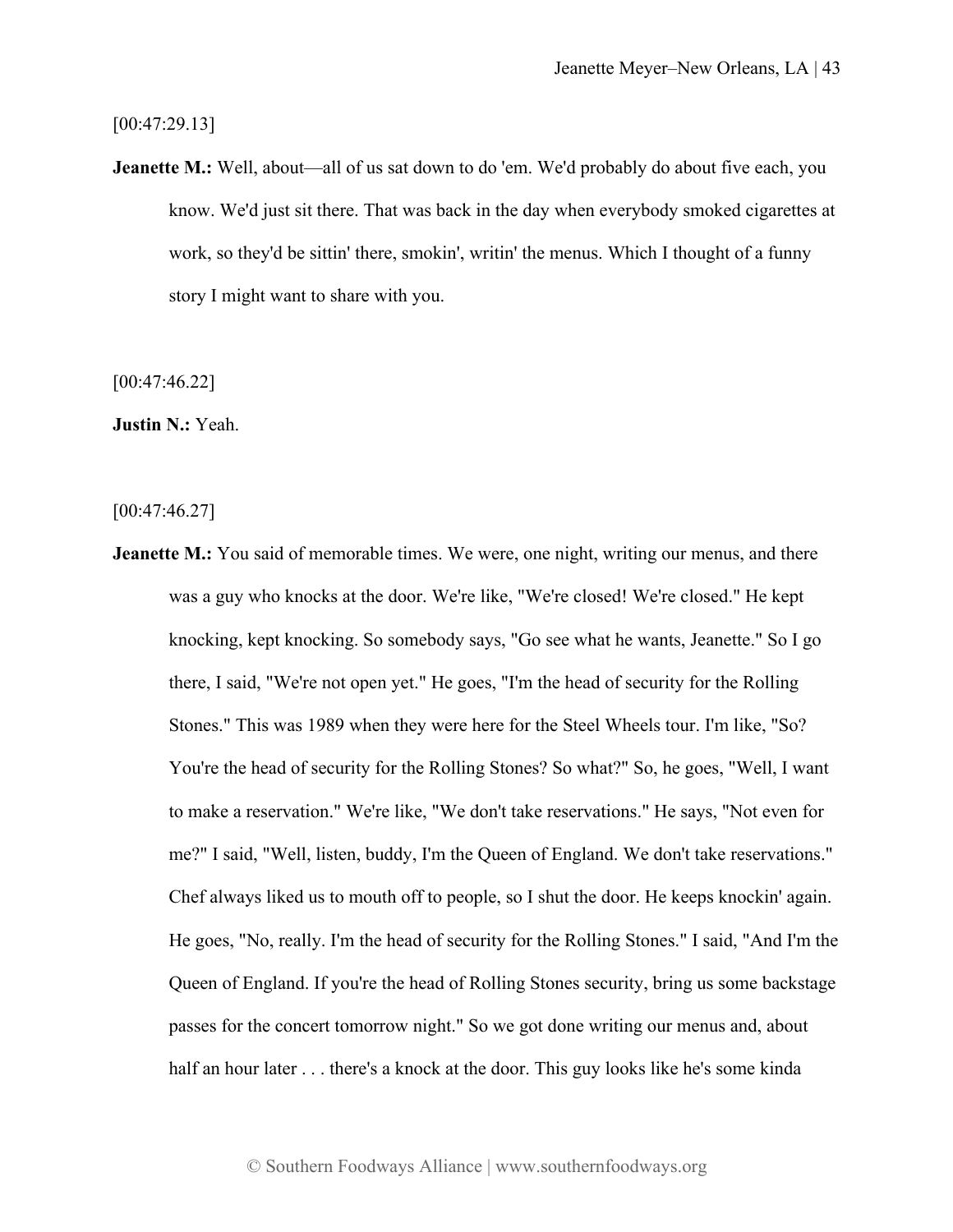[00:47:29.13]

**Jeanette M.:** Well, about—all of us sat down to do 'em. We'd probably do about five each, you know. We'd just sit there. That was back in the day when everybody smoked cigarettes at work, so they'd be sittin' there, smokin', writin' the menus. Which I thought of a funny story I might want to share with you.

[00:47:46.22]

**Justin N.:** Yeah.

[00:47:46.27]

**Jeanette M.:** You said of memorable times. We were, one night, writing our menus, and there was a guy who knocks at the door. We're like, "We're closed! We're closed." He kept knocking, kept knocking. So somebody says, "Go see what he wants, Jeanette." So I go there, I said, "We're not open yet." He goes, "I'm the head of security for the Rolling Stones." This was 1989 when they were here for the Steel Wheels tour. I'm like, "So? You're the head of security for the Rolling Stones? So what?" So, he goes, "Well, I want to make a reservation." We're like, "We don't take reservations." He says, "Not even for me?" I said, "Well, listen, buddy, I'm the Queen of England. We don't take reservations." Chef always liked us to mouth off to people, so I shut the door. He keeps knockin' again. He goes, "No, really. I'm the head of security for the Rolling Stones." I said, "And I'm the Queen of England. If you're the head of Rolling Stones security, bring us some backstage passes for the concert tomorrow night." So we got done writing our menus and, about half an hour later . . . there's a knock at the door. This guy looks like he's some kinda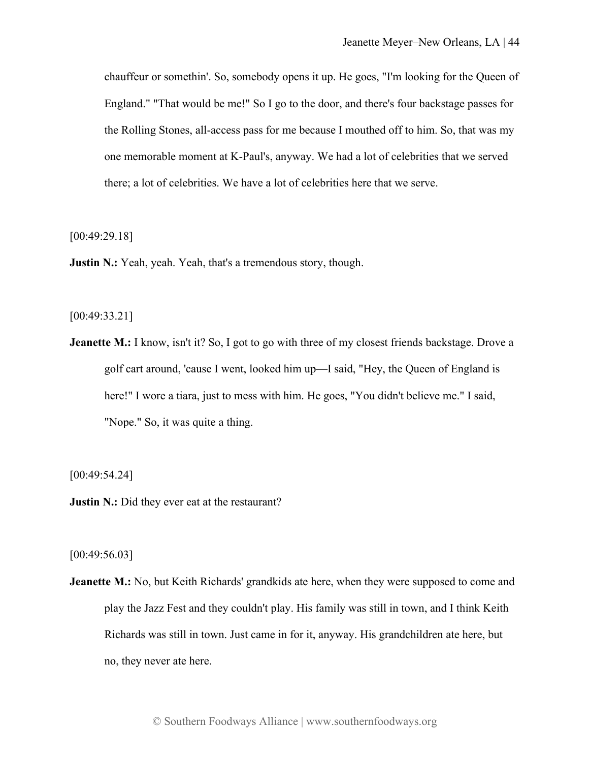chauffeur or somethin'. So, somebody opens it up. He goes, "I'm looking for the Queen of England." "That would be me!" So I go to the door, and there's four backstage passes for the Rolling Stones, all-access pass for me because I mouthed off to him. So, that was my one memorable moment at K-Paul's, anyway. We had a lot of celebrities that we served there; a lot of celebrities. We have a lot of celebrities here that we serve.

[00:49:29.18]

**Justin N.:** Yeah, yeah. Yeah, that's a tremendous story, though.

[00:49:33.21]

**Jeanette M.:** I know, isn't it? So, I got to go with three of my closest friends backstage. Drove a golf cart around, 'cause I went, looked him up—I said, "Hey, the Queen of England is here!" I wore a tiara, just to mess with him. He goes, "You didn't believe me." I said, "Nope." So, it was quite a thing.

[00:49:54.24]

**Justin N.:** Did they ever eat at the restaurant?

[00:49:56.03]

**Jeanette M.:** No, but Keith Richards' grandkids ate here, when they were supposed to come and play the Jazz Fest and they couldn't play. His family was still in town, and I think Keith Richards was still in town. Just came in for it, anyway. His grandchildren ate here, but no, they never ate here.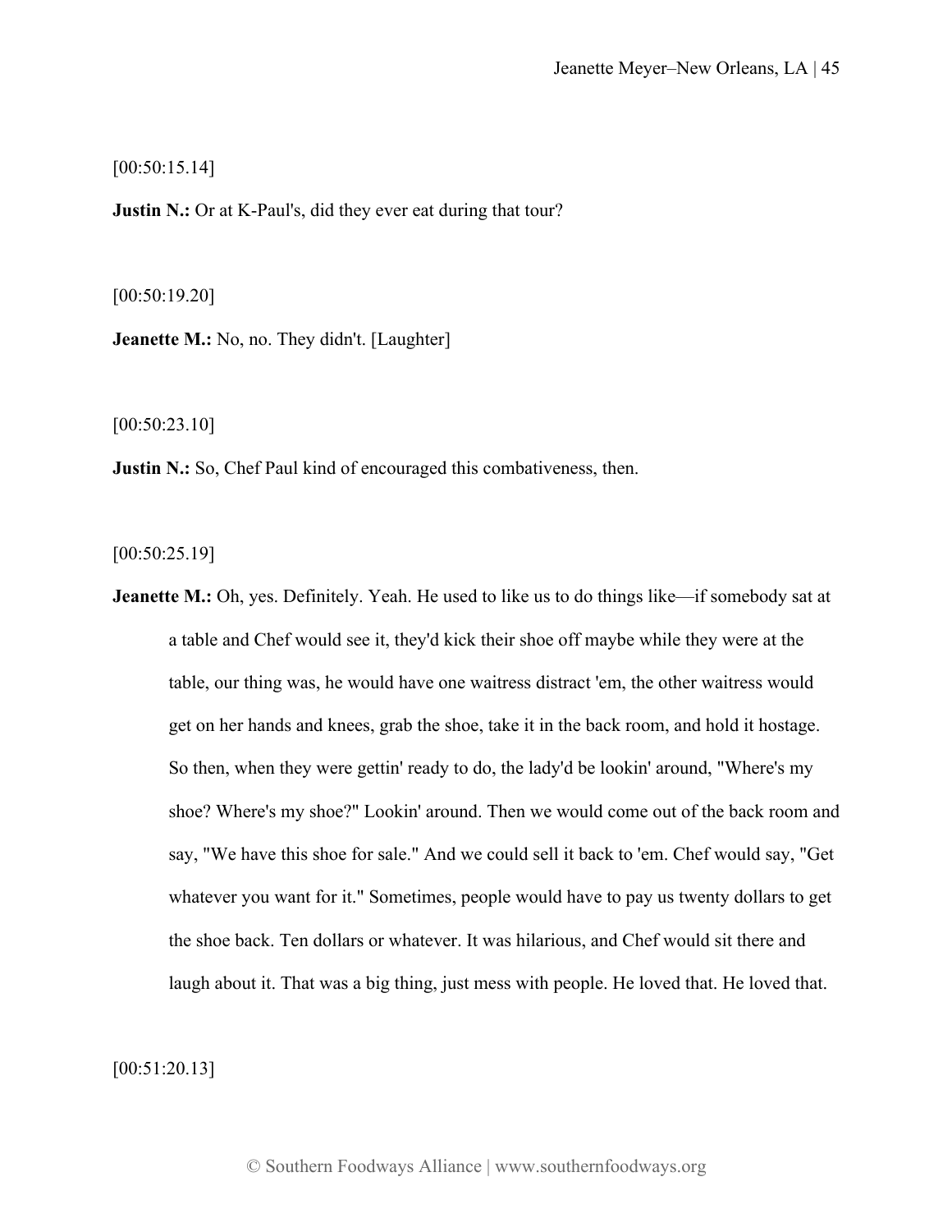[00:50:15.14]

**Justin N.:** Or at K-Paul's, did they ever eat during that tour?

[00:50:19.20]

**Jeanette M.:** No, no. They didn't. [Laughter]

[00:50:23.10]

**Justin N.:** So, Chef Paul kind of encouraged this combativeness, then.

[00:50:25.19]

**Jeanette M.:** Oh, yes. Definitely. Yeah. He used to like us to do things like—if somebody sat at a table and Chef would see it, they'd kick their shoe off maybe while they were at the table, our thing was, he would have one waitress distract 'em, the other waitress would get on her hands and knees, grab the shoe, take it in the back room, and hold it hostage. So then, when they were gettin' ready to do, the lady'd be lookin' around, "Where's my shoe? Where's my shoe?" Lookin' around. Then we would come out of the back room and say, "We have this shoe for sale." And we could sell it back to 'em. Chef would say, "Get whatever you want for it." Sometimes, people would have to pay us twenty dollars to get the shoe back. Ten dollars or whatever. It was hilarious, and Chef would sit there and laugh about it. That was a big thing, just mess with people. He loved that. He loved that.

[00:51:20.13]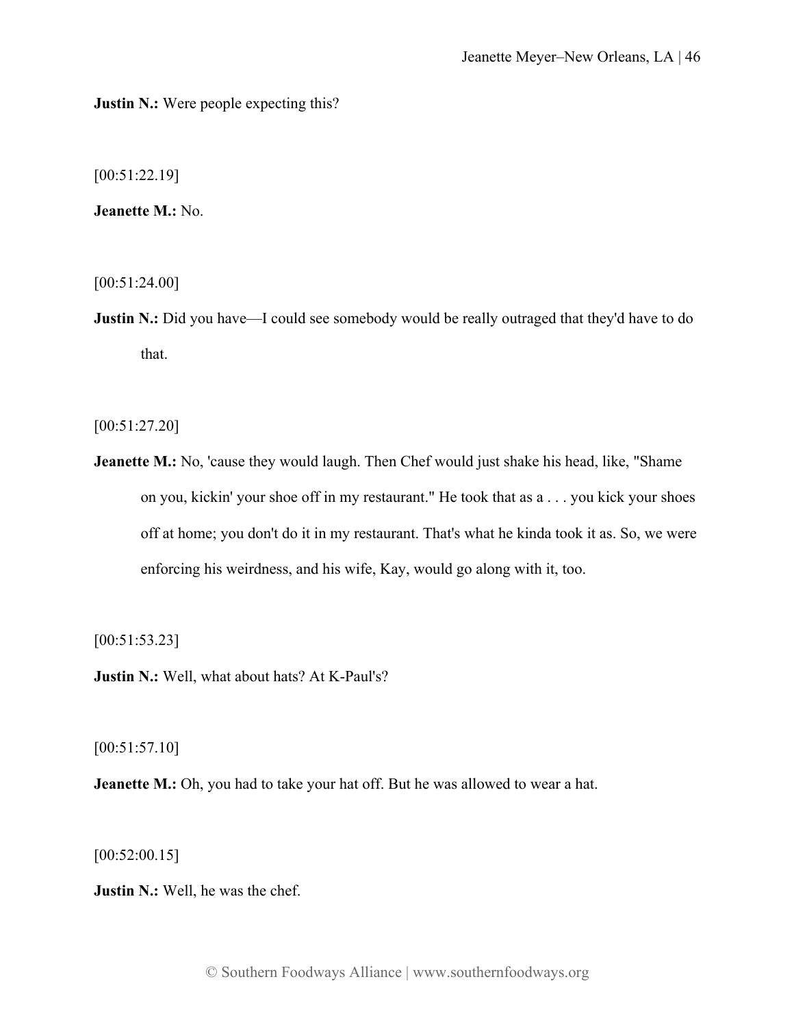**Justin N.:** Were people expecting this?

[00:51:22.19]

**Jeanette M.:** No.

[00:51:24.00]

**Justin N.:** Did you have—I could see somebody would be really outraged that they'd have to do that.

[00:51:27.20]

**Jeanette M.:** No, 'cause they would laugh. Then Chef would just shake his head, like, "Shame on you, kickin' your shoe off in my restaurant." He took that as a . . . you kick your shoes off at home; you don't do it in my restaurant. That's what he kinda took it as. So, we were enforcing his weirdness, and his wife, Kay, would go along with it, too.

[00:51:53.23]

**Justin N.:** Well, what about hats? At K-Paul's?

[00:51:57.10]

**Jeanette M.:** Oh, you had to take your hat off. But he was allowed to wear a hat.

[00:52:00.15]

**Justin N.:** Well, he was the chef.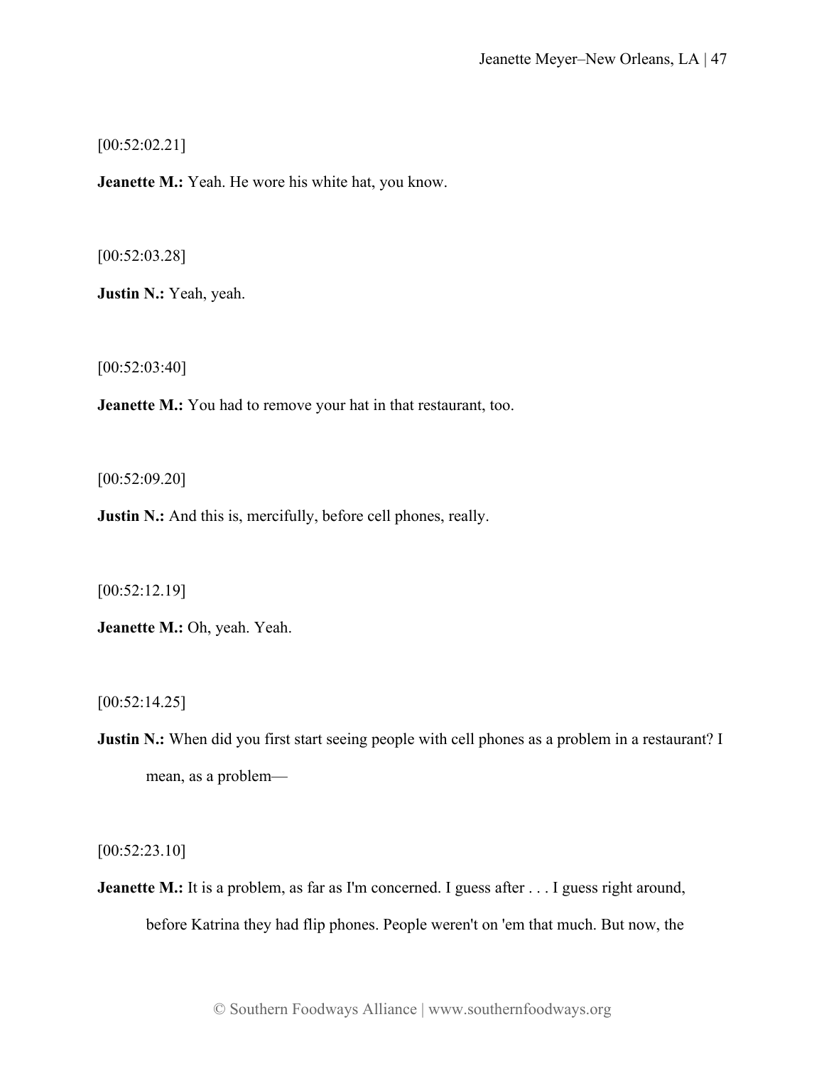[00:52:02.21]

**Jeanette M.:** Yeah. He wore his white hat, you know.

[00:52:03.28]

**Justin N.:** Yeah, yeah.

[00:52:03:40]

**Jeanette M.:** You had to remove your hat in that restaurant, too.

[00:52:09.20]

**Justin N.:** And this is, mercifully, before cell phones, really.

[00:52:12.19]

**Jeanette M.:** Oh, yeah. Yeah.

[00:52:14.25]

**Justin N.:** When did you first start seeing people with cell phones as a problem in a restaurant? I mean, as a problem—

[00:52:23.10]

**Jeanette M.:** It is a problem, as far as I'm concerned. I guess after . . . I guess right around, before Katrina they had flip phones. People weren't on 'em that much. But now, the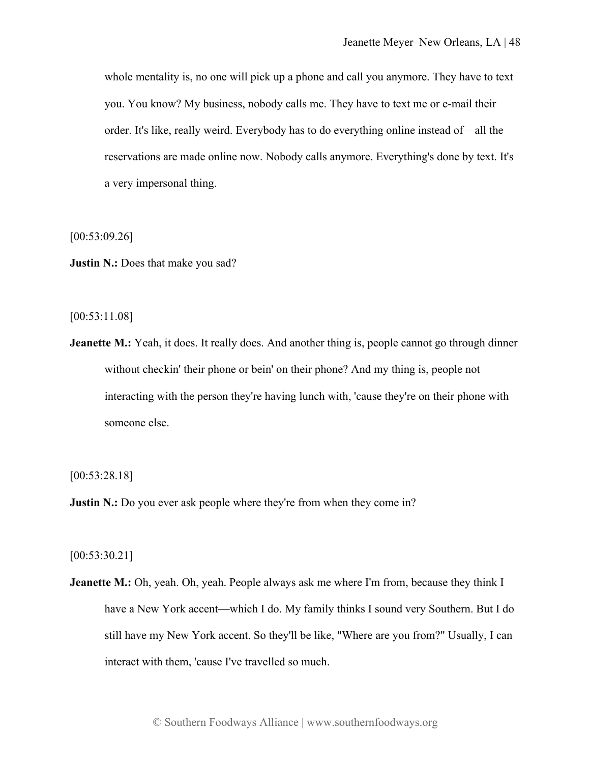whole mentality is, no one will pick up a phone and call you anymore. They have to text you. You know? My business, nobody calls me. They have to text me or e-mail their order. It's like, really weird. Everybody has to do everything online instead of—all the reservations are made online now. Nobody calls anymore. Everything's done by text. It's a very impersonal thing.

[00:53:09.26]

**Justin N.:** Does that make you sad?

[00:53:11.08]

**Jeanette M.:** Yeah, it does. It really does. And another thing is, people cannot go through dinner without checkin' their phone or bein' on their phone? And my thing is, people not interacting with the person they're having lunch with, 'cause they're on their phone with someone else.

[00:53:28.18]

**Justin N.:** Do you ever ask people where they're from when they come in?

[00:53:30.21]

**Jeanette M.:** Oh, yeah. Oh, yeah. People always ask me where I'm from, because they think I have a New York accent—which I do. My family thinks I sound very Southern. But I do still have my New York accent. So they'll be like, "Where are you from?" Usually, I can interact with them, 'cause I've travelled so much.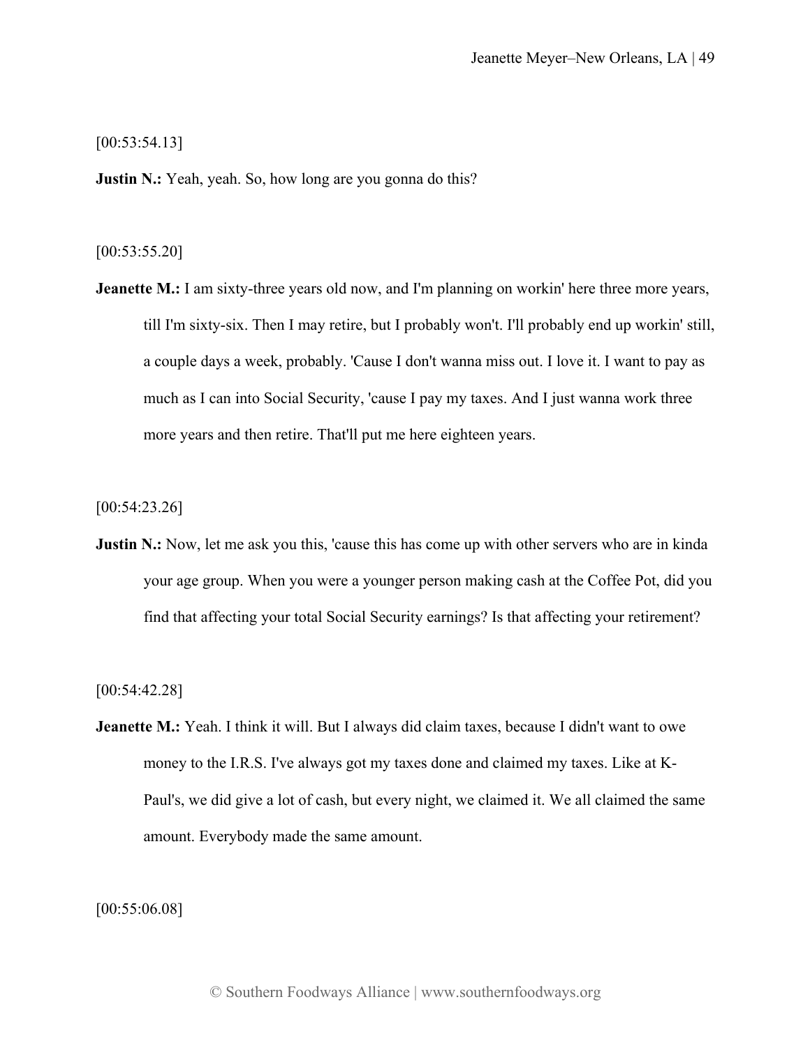[00:53:54.13]

**Justin N.:** Yeah, yeah. So, how long are you gonna do this?

[00:53:55.20]

**Jeanette M.:** I am sixty-three years old now, and I'm planning on workin' here three more years, till I'm sixty-six. Then I may retire, but I probably won't. I'll probably end up workin' still, a couple days a week, probably. 'Cause I don't wanna miss out. I love it. I want to pay as much as I can into Social Security, 'cause I pay my taxes. And I just wanna work three more years and then retire. That'll put me here eighteen years.

[00:54:23.26]

**Justin N.:** Now, let me ask you this, 'cause this has come up with other servers who are in kinda your age group. When you were a younger person making cash at the Coffee Pot, did you find that affecting your total Social Security earnings? Is that affecting your retirement?

[00:54:42.28]

**Jeanette M.:** Yeah. I think it will. But I always did claim taxes, because I didn't want to owe money to the I.R.S. I've always got my taxes done and claimed my taxes. Like at K-Paul's, we did give a lot of cash, but every night, we claimed it. We all claimed the same amount. Everybody made the same amount.

[00:55:06.08]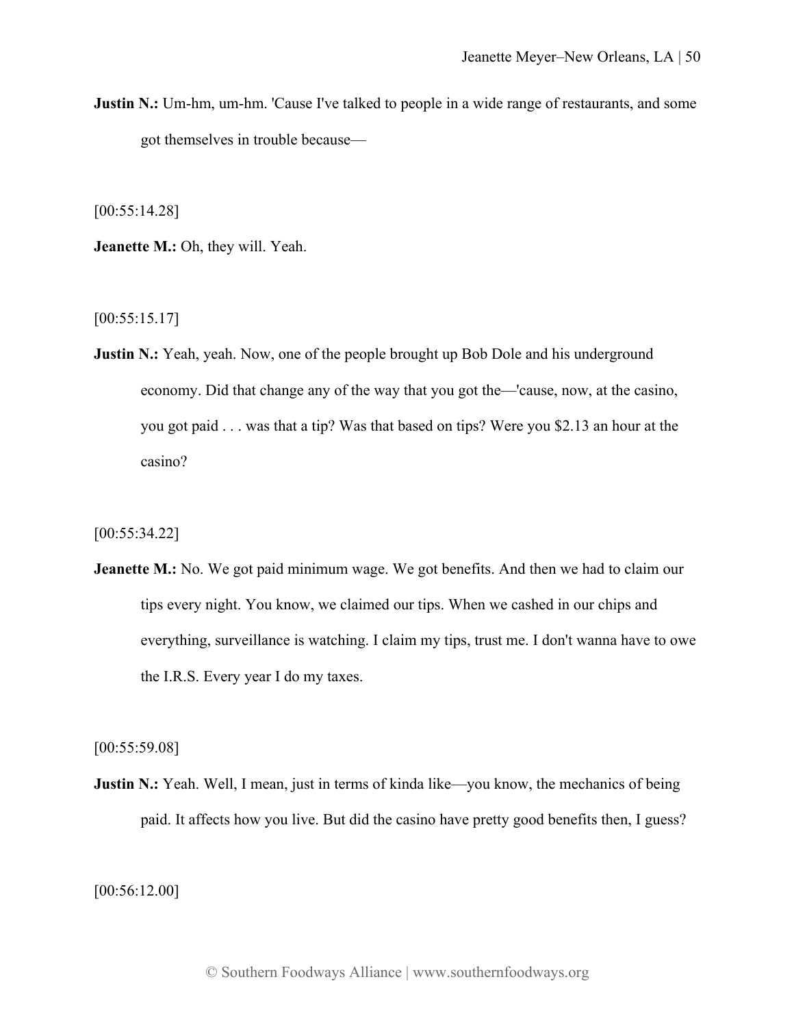**Justin N.:** Um-hm, um-hm. 'Cause I've talked to people in a wide range of restaurants, and some got themselves in trouble because—

[00:55:14.28]

**Jeanette M.:** Oh, they will. Yeah.

[00:55:15.17]

**Justin N.:** Yeah, yeah. Now, one of the people brought up Bob Dole and his underground economy. Did that change any of the way that you got the—'cause, now, at the casino, you got paid . . . was that a tip? Was that based on tips? Were you $2.13 an hour at the casino?

[00:55:34.22]

**Jeanette M.:** No. We got paid minimum wage. We got benefits. And then we had to claim our tips every night. You know, we claimed our tips. When we cashed in our chips and everything, surveillance is watching. I claim my tips, trust me. I don't wanna have to owe the I.R.S. Every year I do my taxes.

[00:55:59.08]

**Justin N.:** Yeah. Well, I mean, just in terms of kinda like—you know, the mechanics of being paid. It affects how you live. But did the casino have pretty good benefits then, I guess?

[00:56:12.00]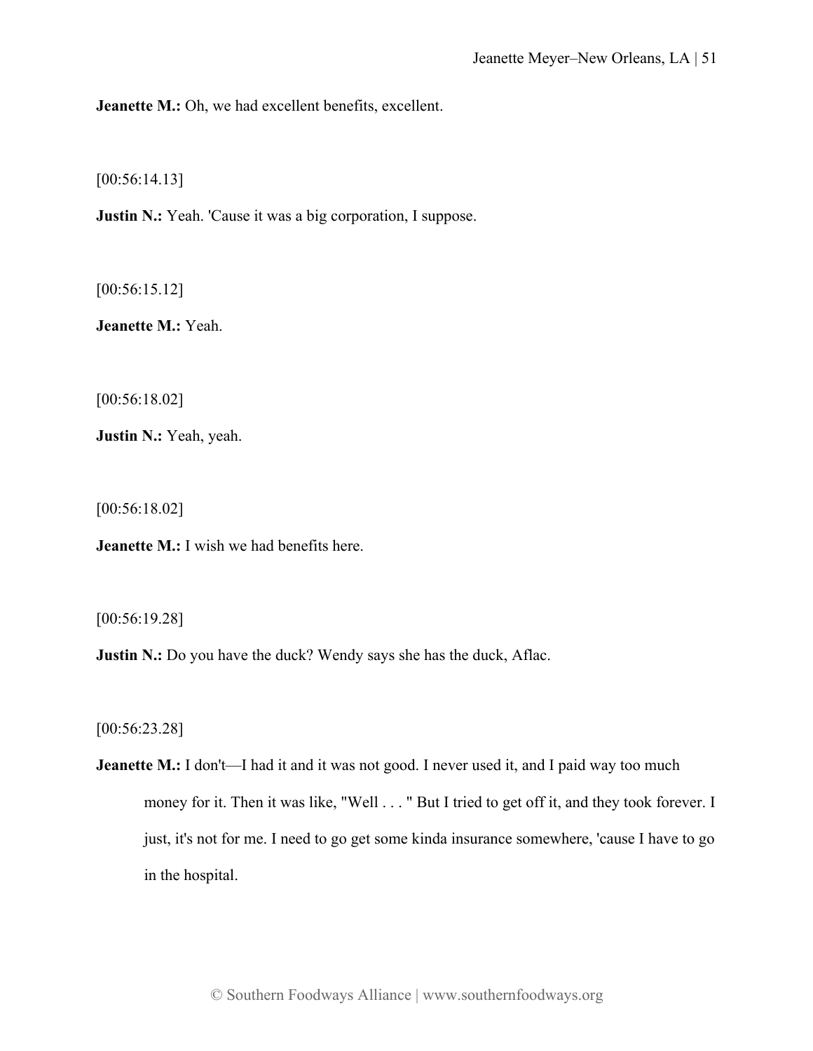**Jeanette M.:** Oh, we had excellent benefits, excellent.

[00:56:14.13]

**Justin N.:** Yeah. 'Cause it was a big corporation, I suppose.

[00:56:15.12]

**Jeanette M.:** Yeah.

[00:56:18.02]

**Justin N.:** Yeah, yeah.

[00:56:18.02]

**Jeanette M.:** I wish we had benefits here.

[00:56:19.28]

**Justin N.:** Do you have the duck? Wendy says she has the duck, Aflac.

[00:56:23.28]

**Jeanette M.:** I don't—I had it and it was not good. I never used it, and I paid way too much money for it. Then it was like, "Well . . . " But I tried to get off it, and they took forever. I just, it's not for me. I need to go get some kinda insurance somewhere, 'cause I have to go in the hospital.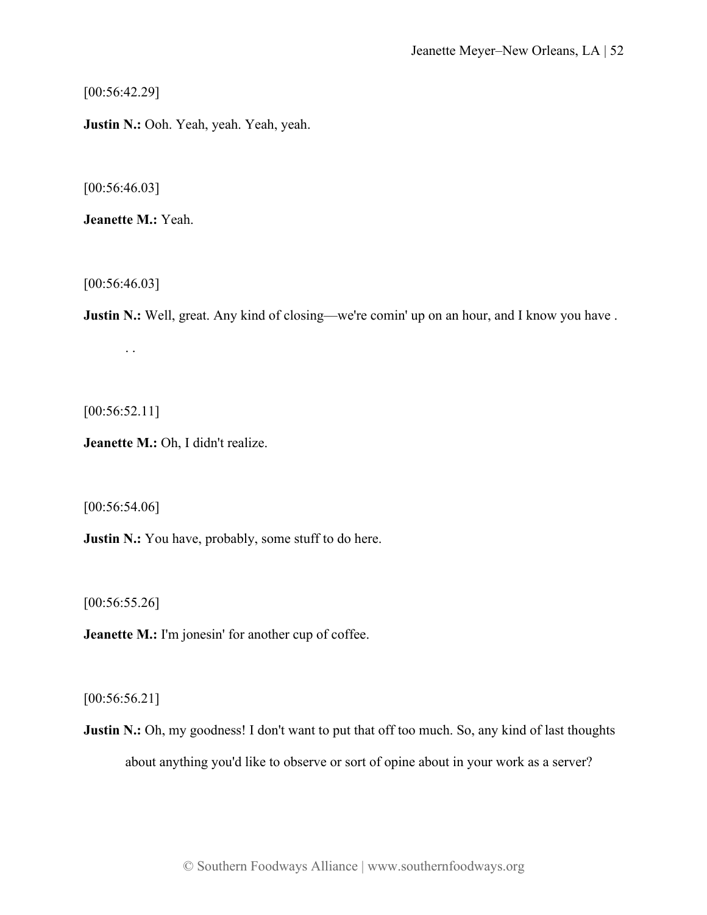[00:56:42.29]

**Justin N.:** Ooh. Yeah, yeah. Yeah, yeah.

[00:56:46.03]

**Jeanette M.:** Yeah.

[00:56:46.03]

**Justin N.:** Well, great. Any kind of closing—we're comin' up on an hour, and I know you have . . .

[00:56:52.11]

**Jeanette M.:** Oh, I didn't realize.

[00:56:54.06]

**Justin N.:** You have, probably, some stuff to do here.

[00:56:55.26]

**Jeanette M.:** I'm jonesin' for another cup of coffee.

[00:56:56.21]

**Justin N.:** Oh, my goodness! I don't want to put that off too much. So, any kind of last thoughts about anything you'd like to observe or sort of opine about in your work as a server?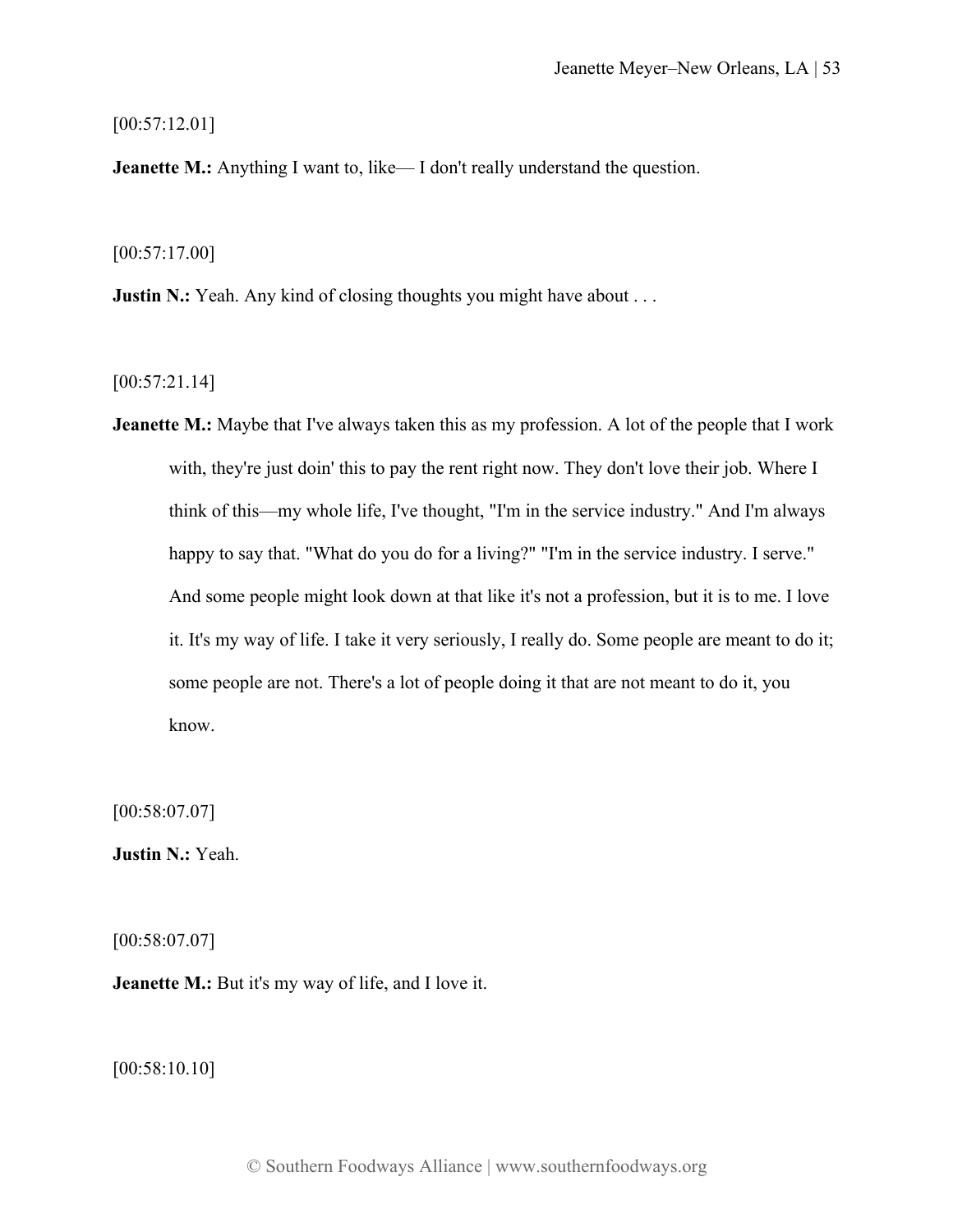[00:57:12.01]

**Jeanette M.:** Anything I want to, like— I don't really understand the question.

[00:57:17.00]

**Justin N.:** Yeah. Any kind of closing thoughts you might have about . . .

[00:57:21.14]

**Jeanette M.:** Maybe that I've always taken this as my profession. A lot of the people that I work with, they're just doin' this to pay the rent right now. They don't love their job. Where I think of this—my whole life, I've thought, "I'm in the service industry." And I'm always happy to say that. "What do you do for a living?" "I'm in the service industry. I serve." And some people might look down at that like it's not a profession, but it is to me. I love it. It's my way of life. I take it very seriously, I really do. Some people are meant to do it; some people are not. There's a lot of people doing it that are not meant to do it, you know.

[00:58:07.07]

**Justin N.:** Yeah.

[00:58:07.07]

**Jeanette M.:** But it's my way of life, and I love it.

[00:58:10.10]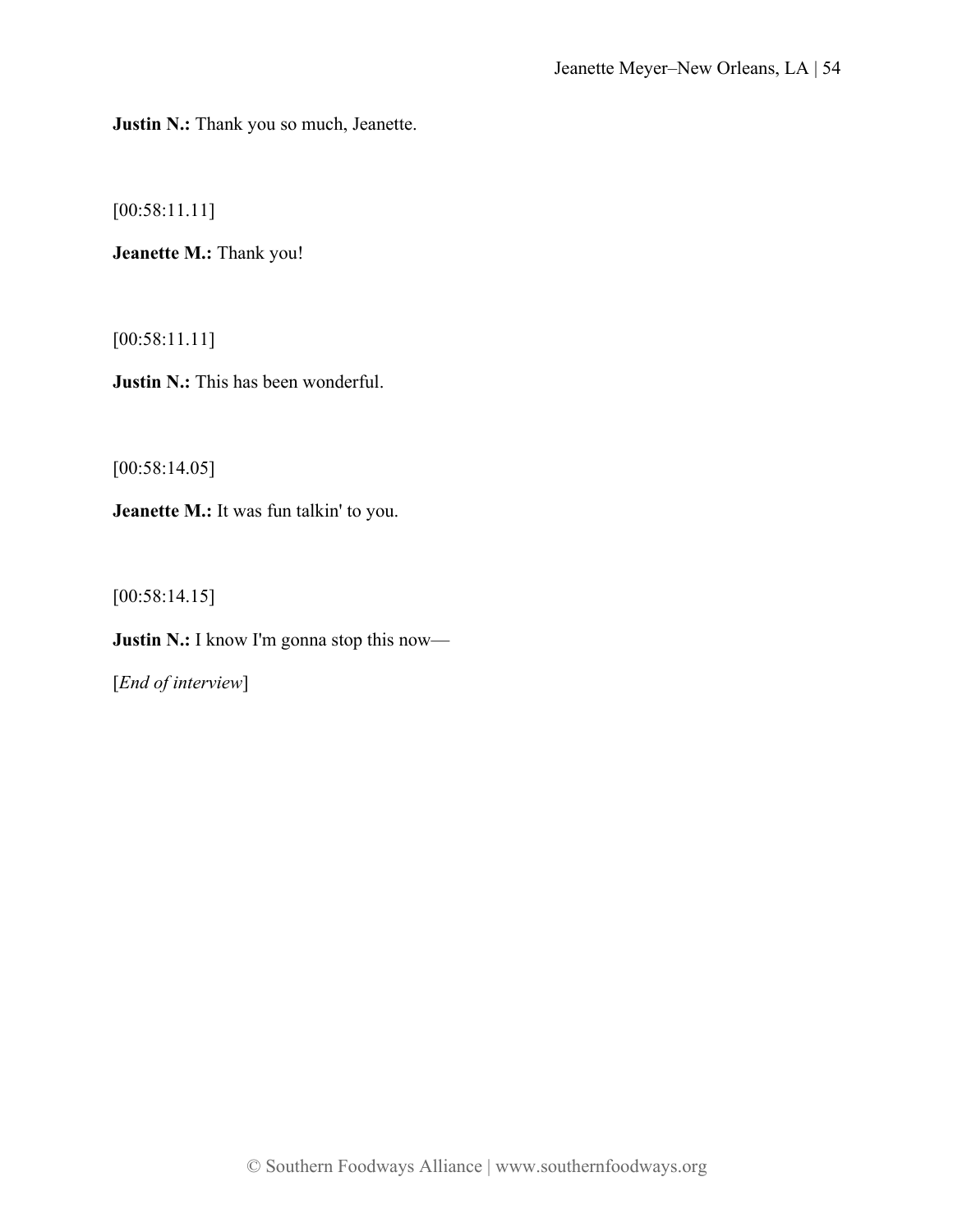**Justin N.:** Thank you so much, Jeanette.

[00:58:11.11]

**Jeanette M.:** Thank you!

[00:58:11.11]

**Justin N.:** This has been wonderful.

[00:58:14.05]

**Jeanette M.:** It was fun talkin' to you.

[00:58:14.15]

**Justin N.:** I know I'm gonna stop this now—

[*End of interview*]